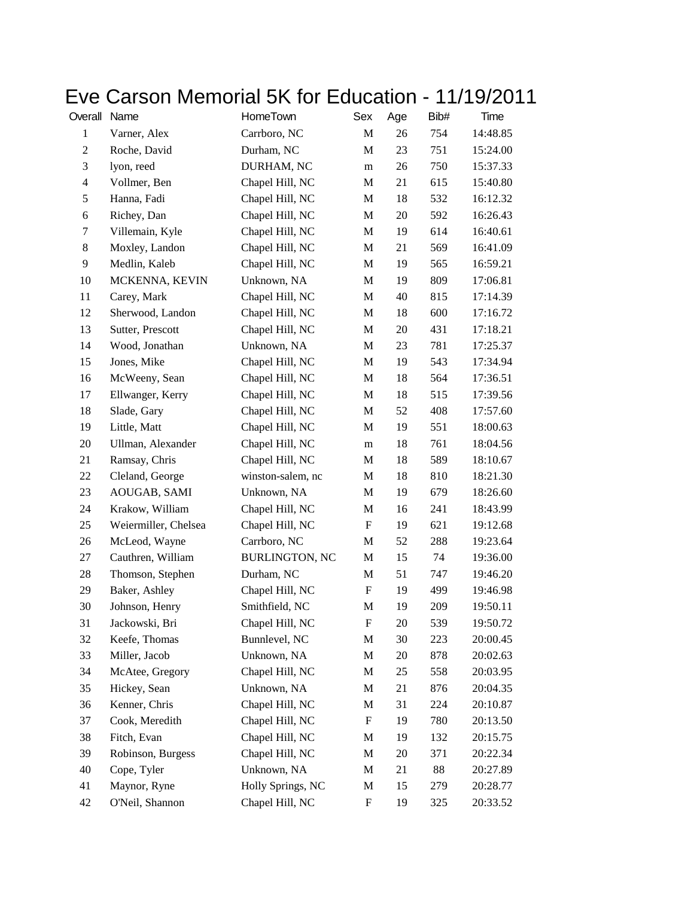# Eve Carson Memorial 5K for Education - 11/19/2011

| Overall | Name | HomeTown | Sex | Age | Bib# | Time |
|---|---|---|---|---|---|---|
| 1 | Varner, Alex | Carrboro, NC | M | 26 | 754 | 14:48.85 |
| 2 | Roche, David | Durham, NC | M | 23 | 751 | 15:24.00 |
| 3 | lyon, reed | DURHAM, NC | m | 26 | 750 | 15:37.33 |
| 4 | Vollmer, Ben | Chapel Hill, NC | M | 21 | 615 | 15:40.80 |
| 5 | Hanna, Fadi | Chapel Hill, NC | M | 18 | 532 | 16:12.32 |
| 6 | Richey, Dan | Chapel Hill, NC | M | 20 | 592 | 16:26.43 |
| 7 | Villemain, Kyle | Chapel Hill, NC | M | 19 | 614 | 16:40.61 |
| 8 | Moxley, Landon | Chapel Hill, NC | M | 21 | 569 | 16:41.09 |
| 9 | Medlin, Kaleb | Chapel Hill, NC | M | 19 | 565 | 16:59.21 |
| 10 | MCKENNA, KEVIN | Unknown, NA | M | 19 | 809 | 17:06.81 |
| 11 | Carey, Mark | Chapel Hill, NC | M | 40 | 815 | 17:14.39 |
| 12 | Sherwood, Landon | Chapel Hill, NC | M | 18 | 600 | 17:16.72 |
| 13 | Sutter, Prescott | Chapel Hill, NC | M | 20 | 431 | 17:18.21 |
| 14 | Wood, Jonathan | Unknown, NA | M | 23 | 781 | 17:25.37 |
| 15 | Jones, Mike | Chapel Hill, NC | M | 19 | 543 | 17:34.94 |
| 16 | McWeeny, Sean | Chapel Hill, NC | M | 18 | 564 | 17:36.51 |
| 17 | Ellwanger, Kerry | Chapel Hill, NC | M | 18 | 515 | 17:39.56 |
| 18 | Slade, Gary | Chapel Hill, NC | M | 52 | 408 | 17:57.60 |
| 19 | Little, Matt | Chapel Hill, NC | M | 19 | 551 | 18:00.63 |
| 20 | Ullman, Alexander | Chapel Hill, NC | m | 18 | 761 | 18:04.56 |
| 21 | Ramsay, Chris | Chapel Hill, NC | M | 18 | 589 | 18:10.67 |
| 22 | Cleland, George | winston-salem, nc | M | 18 | 810 | 18:21.30 |
| 23 | AOUGAB, SAMI | Unknown, NA | M | 19 | 679 | 18:26.60 |
| 24 | Krakow, William | Chapel Hill, NC | M | 16 | 241 | 18:43.99 |
| 25 | Weiermiller, Chelsea | Chapel Hill, NC | F | 19 | 621 | 19:12.68 |
| 26 | McLeod, Wayne | Carrboro, NC | M | 52 | 288 | 19:23.64 |
| 27 | Cauthren, William | BURLINGTON, NC | M | 15 | 74 | 19:36.00 |
| 28 | Thomson, Stephen | Durham, NC | M | 51 | 747 | 19:46.20 |
| 29 | Baker, Ashley | Chapel Hill, NC | F | 19 | 499 | 19:46.98 |
| 30 | Johnson, Henry | Smithfield, NC | M | 19 | 209 | 19:50.11 |
| 31 | Jackowski, Bri | Chapel Hill, NC | F | 20 | 539 | 19:50.72 |
| 32 | Keefe, Thomas | Bunnlevel, NC | M | 30 | 223 | 20:00.45 |
| 33 | Miller, Jacob | Unknown, NA | M | 20 | 878 | 20:02.63 |
| 34 | McAtee, Gregory | Chapel Hill, NC | M | 25 | 558 | 20:03.95 |
| 35 | Hickey, Sean | Unknown, NA | M | 21 | 876 | 20:04.35 |
| 36 | Kenner, Chris | Chapel Hill, NC | M | 31 | 224 | 20:10.87 |
| 37 | Cook, Meredith | Chapel Hill, NC | F | 19 | 780 | 20:13.50 |
| 38 | Fitch, Evan | Chapel Hill, NC | M | 19 | 132 | 20:15.75 |
| 39 | Robinson, Burgess | Chapel Hill, NC | M | 20 | 371 | 20:22.34 |
| 40 | Cope, Tyler | Unknown, NA | M | 21 | 88 | 20:27.89 |
| 41 | Maynor, Ryne | Holly Springs, NC | M | 15 | 279 | 20:28.77 |
| 42 | O'Neil, Shannon | Chapel Hill, NC | F | 19 | 325 | 20:33.52 |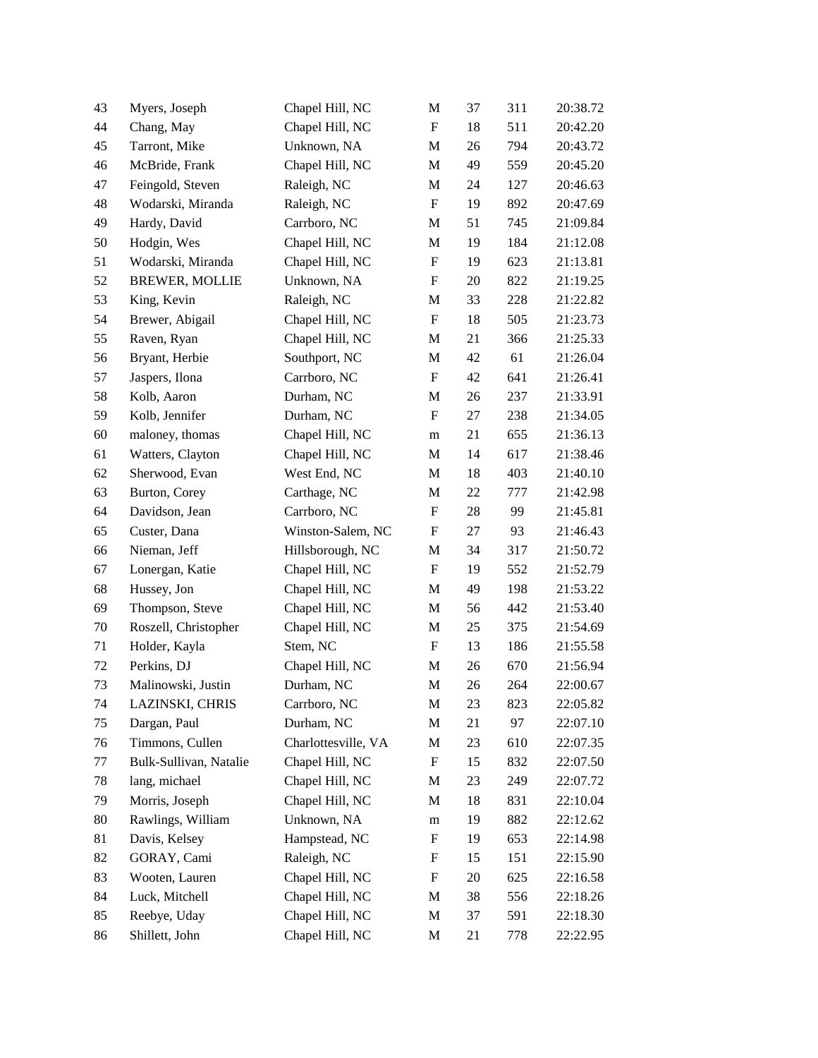| | | | | | | |
|---|---|---|---|---|---|---|
| 43 | Myers, Joseph | Chapel Hill, NC | M | 37 | 311 | 20:38.72 |
| 44 | Chang, May | Chapel Hill, NC | F | 18 | 511 | 20:42.20 |
| 45 | Tarront, Mike | Unknown, NA | M | 26 | 794 | 20:43.72 |
| 46 | McBride, Frank | Chapel Hill, NC | M | 49 | 559 | 20:45.20 |
| 47 | Feingold, Steven | Raleigh, NC | M | 24 | 127 | 20:46.63 |
| 48 | Wodarski, Miranda | Raleigh, NC | F | 19 | 892 | 20:47.69 |
| 49 | Hardy, David | Carrboro, NC | M | 51 | 745 | 21:09.84 |
| 50 | Hodgin, Wes | Chapel Hill, NC | M | 19 | 184 | 21:12.08 |
| 51 | Wodarski, Miranda | Chapel Hill, NC | F | 19 | 623 | 21:13.81 |
| 52 | BREWER, MOLLIE | Unknown, NA | F | 20 | 822 | 21:19.25 |
| 53 | King, Kevin | Raleigh, NC | M | 33 | 228 | 21:22.82 |
| 54 | Brewer, Abigail | Chapel Hill, NC | F | 18 | 505 | 21:23.73 |
| 55 | Raven, Ryan | Chapel Hill, NC | M | 21 | 366 | 21:25.33 |
| 56 | Bryant, Herbie | Southport, NC | M | 42 | 61 | 21:26.04 |
| 57 | Jaspers, Ilona | Carrboro, NC | F | 42 | 641 | 21:26.41 |
| 58 | Kolb, Aaron | Durham, NC | M | 26 | 237 | 21:33.91 |
| 59 | Kolb, Jennifer | Durham, NC | F | 27 | 238 | 21:34.05 |
| 60 | maloney, thomas | Chapel Hill, NC | m | 21 | 655 | 21:36.13 |
| 61 | Watters, Clayton | Chapel Hill, NC | M | 14 | 617 | 21:38.46 |
| 62 | Sherwood, Evan | West End, NC | M | 18 | 403 | 21:40.10 |
| 63 | Burton, Corey | Carthage, NC | M | 22 | 777 | 21:42.98 |
| 64 | Davidson, Jean | Carrboro, NC | F | 28 | 99 | 21:45.81 |
| 65 | Custer, Dana | Winston-Salem, NC | F | 27 | 93 | 21:46.43 |
| 66 | Nieman, Jeff | Hillsborough, NC | M | 34 | 317 | 21:50.72 |
| 67 | Lonergan, Katie | Chapel Hill, NC | F | 19 | 552 | 21:52.79 |
| 68 | Hussey, Jon | Chapel Hill, NC | M | 49 | 198 | 21:53.22 |
| 69 | Thompson, Steve | Chapel Hill, NC | M | 56 | 442 | 21:53.40 |
| 70 | Roszell, Christopher | Chapel Hill, NC | M | 25 | 375 | 21:54.69 |
| 71 | Holder, Kayla | Stem, NC | F | 13 | 186 | 21:55.58 |
| 72 | Perkins, DJ | Chapel Hill, NC | M | 26 | 670 | 21:56.94 |
| 73 | Malinowski, Justin | Durham, NC | M | 26 | 264 | 22:00.67 |
| 74 | LAZINSKI, CHRIS | Carrboro, NC | M | 23 | 823 | 22:05.82 |
| 75 | Dargan, Paul | Durham, NC | M | 21 | 97 | 22:07.10 |
| 76 | Timmons, Cullen | Charlottesville, VA | M | 23 | 610 | 22:07.35 |
| 77 | Bulk-Sullivan, Natalie | Chapel Hill, NC | F | 15 | 832 | 22:07.50 |
| 78 | lang, michael | Chapel Hill, NC | M | 23 | 249 | 22:07.72 |
| 79 | Morris, Joseph | Chapel Hill, NC | M | 18 | 831 | 22:10.04 |
| 80 | Rawlings, William | Unknown, NA | m | 19 | 882 | 22:12.62 |
| 81 | Davis, Kelsey | Hampstead, NC | F | 19 | 653 | 22:14.98 |
| 82 | GORAY, Cami | Raleigh, NC | F | 15 | 151 | 22:15.90 |
| 83 | Wooten, Lauren | Chapel Hill, NC | F | 20 | 625 | 22:16.58 |
| 84 | Luck, Mitchell | Chapel Hill, NC | M | 38 | 556 | 22:18.26 |
| 85 | Reebye, Uday | Chapel Hill, NC | M | 37 | 591 | 22:18.30 |
| 86 | Shillett, John | Chapel Hill, NC | M | 21 | 778 | 22:22.95 |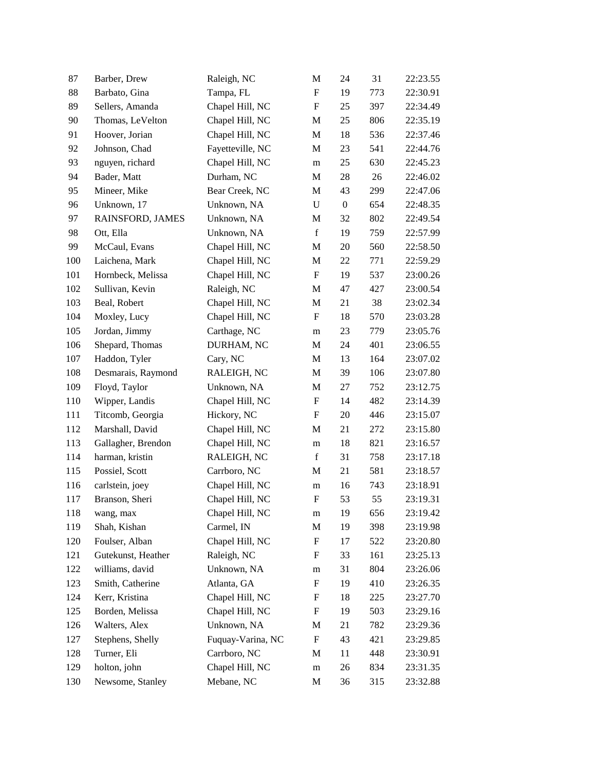| | | | | | | |
|---|---|---|---|---|---|---|
| 87 | Barber, Drew | Raleigh, NC | M | 24 | 31 | 22:23.55 |
| 88 | Barbato, Gina | Tampa, FL | F | 19 | 773 | 22:30.91 |
| 89 | Sellers, Amanda | Chapel Hill, NC | F | 25 | 397 | 22:34.49 |
| 90 | Thomas, LeVelton | Chapel Hill, NC | M | 25 | 806 | 22:35.19 |
| 91 | Hoover, Jorian | Chapel Hill, NC | M | 18 | 536 | 22:37.46 |
| 92 | Johnson, Chad | Fayetteville, NC | M | 23 | 541 | 22:44.76 |
| 93 | nguyen, richard | Chapel Hill, NC | m | 25 | 630 | 22:45.23 |
| 94 | Bader, Matt | Durham, NC | M | 28 | 26 | 22:46.02 |
| 95 | Mineer, Mike | Bear Creek, NC | M | 43 | 299 | 22:47.06 |
| 96 | Unknown, 17 | Unknown, NA | U | 0 | 654 | 22:48.35 |
| 97 | RAINSFORD, JAMES | Unknown, NA | M | 32 | 802 | 22:49.54 |
| 98 | Ott, Ella | Unknown, NA | f | 19 | 759 | 22:57.99 |
| 99 | McCaul, Evans | Chapel Hill, NC | M | 20 | 560 | 22:58.50 |
| 100 | Laichena, Mark | Chapel Hill, NC | M | 22 | 771 | 22:59.29 |
| 101 | Hornbeck, Melissa | Chapel Hill, NC | F | 19 | 537 | 23:00.26 |
| 102 | Sullivan, Kevin | Raleigh, NC | M | 47 | 427 | 23:00.54 |
| 103 | Beal, Robert | Chapel Hill, NC | M | 21 | 38 | 23:02.34 |
| 104 | Moxley, Lucy | Chapel Hill, NC | F | 18 | 570 | 23:03.28 |
| 105 | Jordan, Jimmy | Carthage, NC | m | 23 | 779 | 23:05.76 |
| 106 | Shepard, Thomas | DURHAM, NC | M | 24 | 401 | 23:06.55 |
| 107 | Haddon, Tyler | Cary, NC | M | 13 | 164 | 23:07.02 |
| 108 | Desmarais, Raymond | RALEIGH, NC | M | 39 | 106 | 23:07.80 |
| 109 | Floyd, Taylor | Unknown, NA | M | 27 | 752 | 23:12.75 |
| 110 | Wipper, Landis | Chapel Hill, NC | F | 14 | 482 | 23:14.39 |
| 111 | Titcomb, Georgia | Hickory, NC | F | 20 | 446 | 23:15.07 |
| 112 | Marshall, David | Chapel Hill, NC | M | 21 | 272 | 23:15.80 |
| 113 | Gallagher, Brendon | Chapel Hill, NC | m | 18 | 821 | 23:16.57 |
| 114 | harman, kristin | RALEIGH, NC | f | 31 | 758 | 23:17.18 |
| 115 | Possiel, Scott | Carrboro, NC | M | 21 | 581 | 23:18.57 |
| 116 | carlstein, joey | Chapel Hill, NC | m | 16 | 743 | 23:18.91 |
| 117 | Branson, Sheri | Chapel Hill, NC | F | 53 | 55 | 23:19.31 |
| 118 | wang, max | Chapel Hill, NC | m | 19 | 656 | 23:19.42 |
| 119 | Shah, Kishan | Carmel, IN | M | 19 | 398 | 23:19.98 |
| 120 | Foulser, Alban | Chapel Hill, NC | F | 17 | 522 | 23:20.80 |
| 121 | Gutekunst, Heather | Raleigh, NC | F | 33 | 161 | 23:25.13 |
| 122 | williams, david | Unknown, NA | m | 31 | 804 | 23:26.06 |
| 123 | Smith, Catherine | Atlanta, GA | F | 19 | 410 | 23:26.35 |
| 124 | Kerr, Kristina | Chapel Hill, NC | F | 18 | 225 | 23:27.70 |
| 125 | Borden, Melissa | Chapel Hill, NC | F | 19 | 503 | 23:29.16 |
| 126 | Walters, Alex | Unknown, NA | M | 21 | 782 | 23:29.36 |
| 127 | Stephens, Shelly | Fuquay-Varina, NC | F | 43 | 421 | 23:29.85 |
| 128 | Turner, Eli | Carrboro, NC | M | 11 | 448 | 23:30.91 |
| 129 | holton, john | Chapel Hill, NC | m | 26 | 834 | 23:31.35 |
| 130 | Newsome, Stanley | Mebane, NC | M | 36 | 315 | 23:32.88 |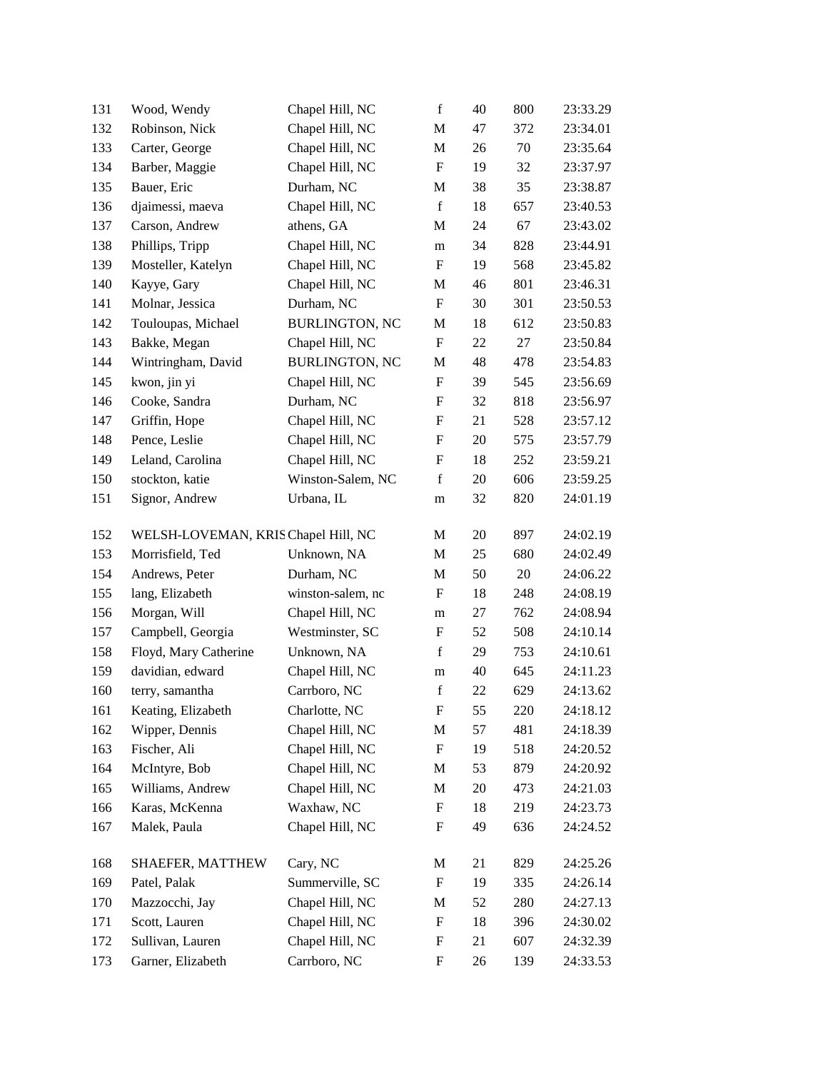| 131 | Wood, Wendy | Chapel Hill, NC | f | 40 | 800 | 23:33.29 |
|---|---|---|---|---|---|---|
| 132 | Robinson, Nick | Chapel Hill, NC | M | 47 | 372 | 23:34.01 |
| 133 | Carter, George | Chapel Hill, NC | M | 26 | 70 | 23:35.64 |
| 134 | Barber, Maggie | Chapel Hill, NC | F | 19 | 32 | 23:37.97 |
| 135 | Bauer, Eric | Durham, NC | M | 38 | 35 | 23:38.87 |
| 136 | djaimessi, maeva | Chapel Hill, NC | f | 18 | 657 | 23:40.53 |
| 137 | Carson, Andrew | athens, GA | M | 24 | 67 | 23:43.02 |
| 138 | Phillips, Tripp | Chapel Hill, NC | m | 34 | 828 | 23:44.91 |
| 139 | Mosteller, Katelyn | Chapel Hill, NC | F | 19 | 568 | 23:45.82 |
| 140 | Kayye, Gary | Chapel Hill, NC | M | 46 | 801 | 23:46.31 |
| 141 | Molnar, Jessica | Durham, NC | F | 30 | 301 | 23:50.53 |
| 142 | Touloupas, Michael | BURLINGTON, NC | M | 18 | 612 | 23:50.83 |
| 143 | Bakke, Megan | Chapel Hill, NC | F | 22 | 27 | 23:50.84 |
| 144 | Wintringham, David | BURLINGTON, NC | M | 48 | 478 | 23:54.83 |
| 145 | kwon, jin yi | Chapel Hill, NC | F | 39 | 545 | 23:56.69 |
| 146 | Cooke, Sandra | Durham, NC | F | 32 | 818 | 23:56.97 |
| 147 | Griffin, Hope | Chapel Hill, NC | F | 21 | 528 | 23:57.12 |
| 148 | Pence, Leslie | Chapel Hill, NC | F | 20 | 575 | 23:57.79 |
| 149 | Leland, Carolina | Chapel Hill, NC | F | 18 | 252 | 23:59.21 |
| 150 | stockton, katie | Winston-Salem, NC | f | 20 | 606 | 23:59.25 |
| 151 | Signor, Andrew | Urbana, IL | m | 32 | 820 | 24:01.19 |
| 152 | WELSH-LOVEMAN, KRIS | Chapel Hill, NC | M | 20 | 897 | 24:02.19 |
| 153 | Morrisfield, Ted | Unknown, NA | M | 25 | 680 | 24:02.49 |
| 154 | Andrews, Peter | Durham, NC | M | 50 | 20 | 24:06.22 |
| 155 | lang, Elizabeth | winston-salem, nc | F | 18 | 248 | 24:08.19 |
| 156 | Morgan, Will | Chapel Hill, NC | m | 27 | 762 | 24:08.94 |
| 157 | Campbell, Georgia | Westminster, SC | F | 52 | 508 | 24:10.14 |
| 158 | Floyd, Mary Catherine | Unknown, NA | f | 29 | 753 | 24:10.61 |
| 159 | davidian, edward | Chapel Hill, NC | m | 40 | 645 | 24:11.23 |
| 160 | terry, samantha | Carrboro, NC | f | 22 | 629 | 24:13.62 |
| 161 | Keating, Elizabeth | Charlotte, NC | F | 55 | 220 | 24:18.12 |
| 162 | Wipper, Dennis | Chapel Hill, NC | M | 57 | 481 | 24:18.39 |
| 163 | Fischer, Ali | Chapel Hill, NC | F | 19 | 518 | 24:20.52 |
| 164 | McIntyre, Bob | Chapel Hill, NC | M | 53 | 879 | 24:20.92 |
| 165 | Williams, Andrew | Chapel Hill, NC | M | 20 | 473 | 24:21.03 |
| 166 | Karas, McKenna | Waxhaw, NC | F | 18 | 219 | 24:23.73 |
| 167 | Malek, Paula | Chapel Hill, NC | F | 49 | 636 | 24:24.52 |
| 168 | SHAEFER, MATTHEW | Cary, NC | M | 21 | 829 | 24:25.26 |
| 169 | Patel, Palak | Summerville, SC | F | 19 | 335 | 24:26.14 |
| 170 | Mazzocchi, Jay | Chapel Hill, NC | M | 52 | 280 | 24:27.13 |
| 171 | Scott, Lauren | Chapel Hill, NC | F | 18 | 396 | 24:30.02 |
| 172 | Sullivan, Lauren | Chapel Hill, NC | F | 21 | 607 | 24:32.39 |
| 173 | Garner, Elizabeth | Carrboro, NC | F | 26 | 139 | 24:33.53 |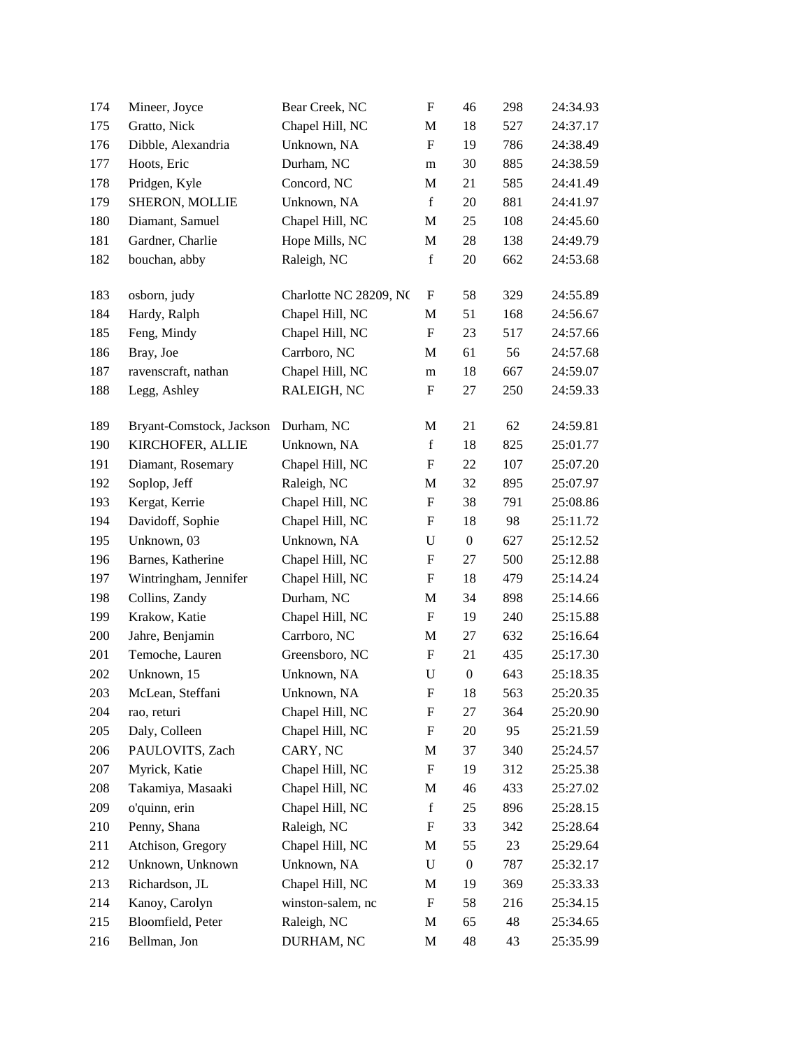| | | | | | | |
|---|---|---|---|---|---|---|
| 174 | Mineer, Joyce | Bear Creek, NC | F | 46 | 298 | 24:34.93 |
| 175 | Gratto, Nick | Chapel Hill, NC | M | 18 | 527 | 24:37.17 |
| 176 | Dibble, Alexandria | Unknown, NA | F | 19 | 786 | 24:38.49 |
| 177 | Hoots, Eric | Durham, NC | m | 30 | 885 | 24:38.59 |
| 178 | Pridgen, Kyle | Concord, NC | M | 21 | 585 | 24:41.49 |
| 179 | SHERON, MOLLIE | Unknown, NA | f | 20 | 881 | 24:41.97 |
| 180 | Diamant, Samuel | Chapel Hill, NC | M | 25 | 108 | 24:45.60 |
| 181 | Gardner, Charlie | Hope Mills, NC | M | 28 | 138 | 24:49.79 |
| 182 | bouchan, abby | Raleigh, NC | f | 20 | 662 | 24:53.68 |
| 183 | osborn, judy | Charlotte NC 28209, NC | F | 58 | 329 | 24:55.89 |
| 184 | Hardy, Ralph | Chapel Hill, NC | M | 51 | 168 | 24:56.67 |
| 185 | Feng, Mindy | Chapel Hill, NC | F | 23 | 517 | 24:57.66 |
| 186 | Bray, Joe | Carrboro, NC | M | 61 | 56 | 24:57.68 |
| 187 | ravenscraft, nathan | Chapel Hill, NC | m | 18 | 667 | 24:59.07 |
| 188 | Legg, Ashley | RALEIGH, NC | F | 27 | 250 | 24:59.33 |
| 189 | Bryant-Comstock, Jackson | Durham, NC | M | 21 | 62 | 24:59.81 |
| 190 | KIRCHOFER, ALLIE | Unknown, NA | f | 18 | 825 | 25:01.77 |
| 191 | Diamant, Rosemary | Chapel Hill, NC | F | 22 | 107 | 25:07.20 |
| 192 | Soplop, Jeff | Raleigh, NC | M | 32 | 895 | 25:07.97 |
| 193 | Kergat, Kerrie | Chapel Hill, NC | F | 38 | 791 | 25:08.86 |
| 194 | Davidoff, Sophie | Chapel Hill, NC | F | 18 | 98 | 25:11.72 |
| 195 | Unknown, 03 | Unknown, NA | U | 0 | 627 | 25:12.52 |
| 196 | Barnes, Katherine | Chapel Hill, NC | F | 27 | 500 | 25:12.88 |
| 197 | Wintringham, Jennifer | Chapel Hill, NC | F | 18 | 479 | 25:14.24 |
| 198 | Collins, Zandy | Durham, NC | M | 34 | 898 | 25:14.66 |
| 199 | Krakow, Katie | Chapel Hill, NC | F | 19 | 240 | 25:15.88 |
| 200 | Jahre, Benjamin | Carrboro, NC | M | 27 | 632 | 25:16.64 |
| 201 | Temoche, Lauren | Greensboro, NC | F | 21 | 435 | 25:17.30 |
| 202 | Unknown, 15 | Unknown, NA | U | 0 | 643 | 25:18.35 |
| 203 | McLean, Steffani | Unknown, NA | F | 18 | 563 | 25:20.35 |
| 204 | rao, returi | Chapel Hill, NC | F | 27 | 364 | 25:20.90 |
| 205 | Daly, Colleen | Chapel Hill, NC | F | 20 | 95 | 25:21.59 |
| 206 | PAULOVITS, Zach | CARY, NC | M | 37 | 340 | 25:24.57 |
| 207 | Myrick, Katie | Chapel Hill, NC | F | 19 | 312 | 25:25.38 |
| 208 | Takamiya, Masaaki | Chapel Hill, NC | M | 46 | 433 | 25:27.02 |
| 209 | o'quinn, erin | Chapel Hill, NC | f | 25 | 896 | 25:28.15 |
| 210 | Penny, Shana | Raleigh, NC | F | 33 | 342 | 25:28.64 |
| 211 | Atchison, Gregory | Chapel Hill, NC | M | 55 | 23 | 25:29.64 |
| 212 | Unknown, Unknown | Unknown, NA | U | 0 | 787 | 25:32.17 |
| 213 | Richardson, JL | Chapel Hill, NC | M | 19 | 369 | 25:33.33 |
| 214 | Kanoy, Carolyn | winston-salem, nc | F | 58 | 216 | 25:34.15 |
| 215 | Bloomfield, Peter | Raleigh, NC | M | 65 | 48 | 25:34.65 |
| 216 | Bellman, Jon | DURHAM, NC | M | 48 | 43 | 25:35.99 |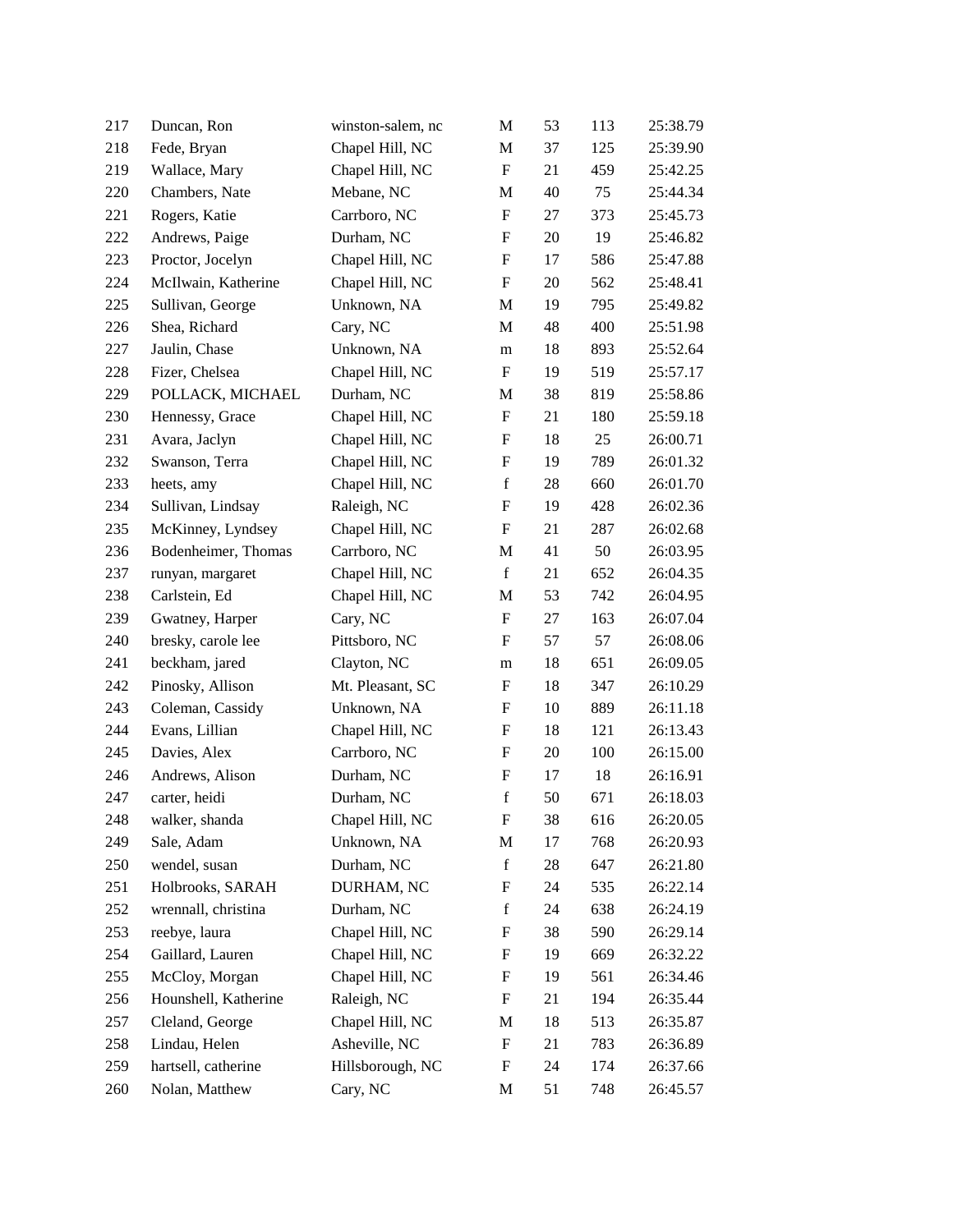| | | | | | | |
|---|---|---|---|---|---|---|
| 217 | Duncan, Ron | winston-salem, nc | M | 53 | 113 | 25:38.79 |
| 218 | Fede, Bryan | Chapel Hill, NC | M | 37 | 125 | 25:39.90 |
| 219 | Wallace, Mary | Chapel Hill, NC | F | 21 | 459 | 25:42.25 |
| 220 | Chambers, Nate | Mebane, NC | M | 40 | 75 | 25:44.34 |
| 221 | Rogers, Katie | Carrboro, NC | F | 27 | 373 | 25:45.73 |
| 222 | Andrews, Paige | Durham, NC | F | 20 | 19 | 25:46.82 |
| 223 | Proctor, Jocelyn | Chapel Hill, NC | F | 17 | 586 | 25:47.88 |
| 224 | McIlwain, Katherine | Chapel Hill, NC | F | 20 | 562 | 25:48.41 |
| 225 | Sullivan, George | Unknown, NA | M | 19 | 795 | 25:49.82 |
| 226 | Shea, Richard | Cary, NC | M | 48 | 400 | 25:51.98 |
| 227 | Jaulin, Chase | Unknown, NA | m | 18 | 893 | 25:52.64 |
| 228 | Fizer, Chelsea | Chapel Hill, NC | F | 19 | 519 | 25:57.17 |
| 229 | POLLACK, MICHAEL | Durham, NC | M | 38 | 819 | 25:58.86 |
| 230 | Hennessy, Grace | Chapel Hill, NC | F | 21 | 180 | 25:59.18 |
| 231 | Avara, Jaclyn | Chapel Hill, NC | F | 18 | 25 | 26:00.71 |
| 232 | Swanson, Terra | Chapel Hill, NC | F | 19 | 789 | 26:01.32 |
| 233 | heets, amy | Chapel Hill, NC | f | 28 | 660 | 26:01.70 |
| 234 | Sullivan, Lindsay | Raleigh, NC | F | 19 | 428 | 26:02.36 |
| 235 | McKinney, Lyndsey | Chapel Hill, NC | F | 21 | 287 | 26:02.68 |
| 236 | Bodenheimer, Thomas | Carrboro, NC | M | 41 | 50 | 26:03.95 |
| 237 | runyan, margaret | Chapel Hill, NC | f | 21 | 652 | 26:04.35 |
| 238 | Carlstein, Ed | Chapel Hill, NC | M | 53 | 742 | 26:04.95 |
| 239 | Gwatney, Harper | Cary, NC | F | 27 | 163 | 26:07.04 |
| 240 | bresky, carole lee | Pittsboro, NC | F | 57 | 57 | 26:08.06 |
| 241 | beckham, jared | Clayton, NC | m | 18 | 651 | 26:09.05 |
| 242 | Pinosky, Allison | Mt. Pleasant, SC | F | 18 | 347 | 26:10.29 |
| 243 | Coleman, Cassidy | Unknown, NA | F | 10 | 889 | 26:11.18 |
| 244 | Evans, Lillian | Chapel Hill, NC | F | 18 | 121 | 26:13.43 |
| 245 | Davies, Alex | Carrboro, NC | F | 20 | 100 | 26:15.00 |
| 246 | Andrews, Alison | Durham, NC | F | 17 | 18 | 26:16.91 |
| 247 | carter, heidi | Durham, NC | f | 50 | 671 | 26:18.03 |
| 248 | walker, shanda | Chapel Hill, NC | F | 38 | 616 | 26:20.05 |
| 249 | Sale, Adam | Unknown, NA | M | 17 | 768 | 26:20.93 |
| 250 | wendel, susan | Durham, NC | f | 28 | 647 | 26:21.80 |
| 251 | Holbrooks, SARAH | DURHAM, NC | F | 24 | 535 | 26:22.14 |
| 252 | wrennall, christina | Durham, NC | f | 24 | 638 | 26:24.19 |
| 253 | reebye, laura | Chapel Hill, NC | F | 38 | 590 | 26:29.14 |
| 254 | Gaillard, Lauren | Chapel Hill, NC | F | 19 | 669 | 26:32.22 |
| 255 | McCloy, Morgan | Chapel Hill, NC | F | 19 | 561 | 26:34.46 |
| 256 | Hounshell, Katherine | Raleigh, NC | F | 21 | 194 | 26:35.44 |
| 257 | Cleland, George | Chapel Hill, NC | M | 18 | 513 | 26:35.87 |
| 258 | Lindau, Helen | Asheville, NC | F | 21 | 783 | 26:36.89 |
| 259 | hartsell, catherine | Hillsborough, NC | F | 24 | 174 | 26:37.66 |
| 260 | Nolan, Matthew | Cary, NC | M | 51 | 748 | 26:45.57 |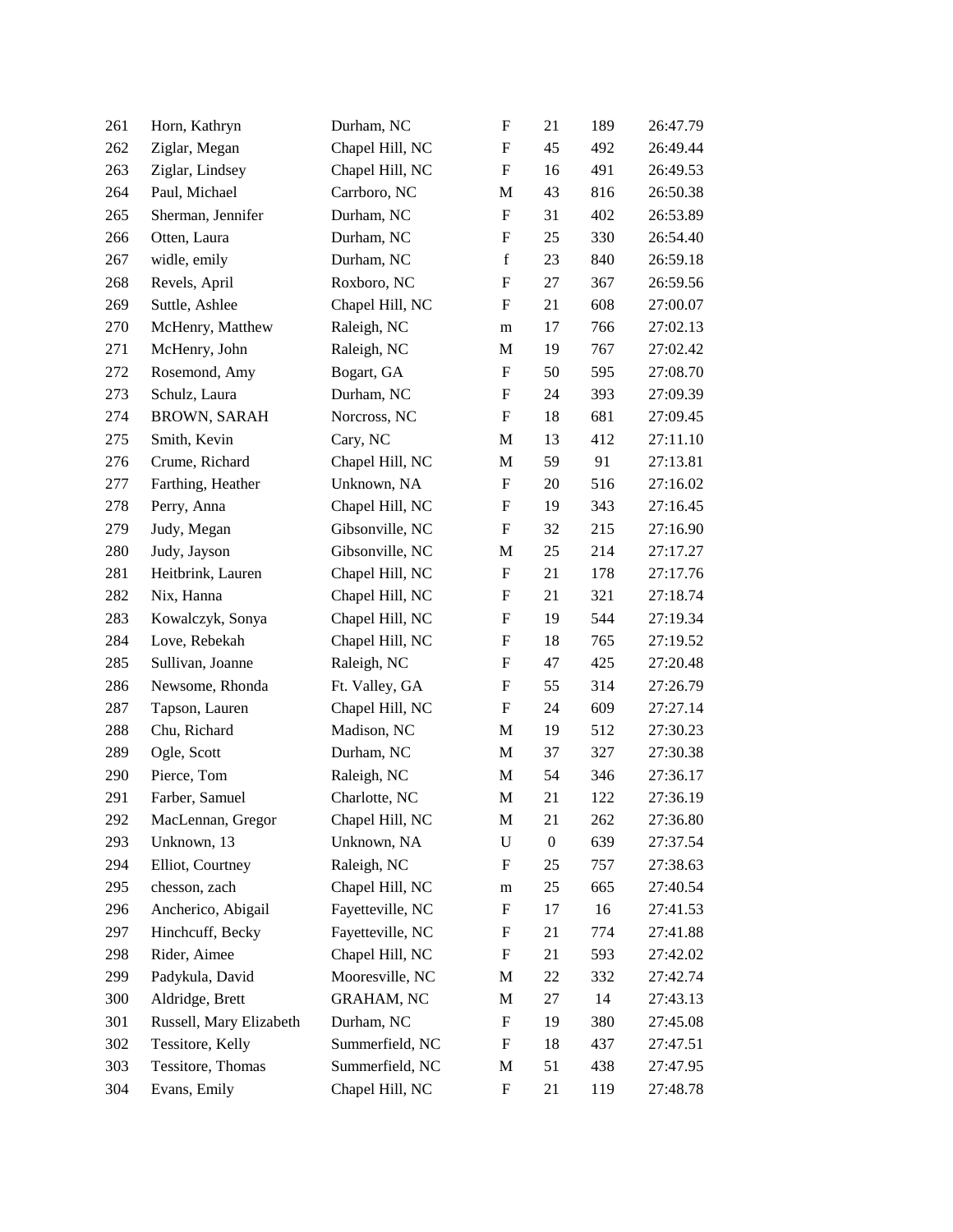| | | | | | | |
|---|---|---|---|---|---|---|
| 261 | Horn, Kathryn | Durham, NC | F | 21 | 189 | 26:47.79 |
| 262 | Ziglar, Megan | Chapel Hill, NC | F | 45 | 492 | 26:49.44 |
| 263 | Ziglar, Lindsey | Chapel Hill, NC | F | 16 | 491 | 26:49.53 |
| 264 | Paul, Michael | Carrboro, NC | M | 43 | 816 | 26:50.38 |
| 265 | Sherman, Jennifer | Durham, NC | F | 31 | 402 | 26:53.89 |
| 266 | Otten, Laura | Durham, NC | F | 25 | 330 | 26:54.40 |
| 267 | widle, emily | Durham, NC | f | 23 | 840 | 26:59.18 |
| 268 | Revels, April | Roxboro, NC | F | 27 | 367 | 26:59.56 |
| 269 | Suttle, Ashlee | Chapel Hill, NC | F | 21 | 608 | 27:00.07 |
| 270 | McHenry, Matthew | Raleigh, NC | m | 17 | 766 | 27:02.13 |
| 271 | McHenry, John | Raleigh, NC | M | 19 | 767 | 27:02.42 |
| 272 | Rosemond, Amy | Bogart, GA | F | 50 | 595 | 27:08.70 |
| 273 | Schulz, Laura | Durham, NC | F | 24 | 393 | 27:09.39 |
| 274 | BROWN, SARAH | Norcross, NC | F | 18 | 681 | 27:09.45 |
| 275 | Smith, Kevin | Cary, NC | M | 13 | 412 | 27:11.10 |
| 276 | Crume, Richard | Chapel Hill, NC | M | 59 | 91 | 27:13.81 |
| 277 | Farthing, Heather | Unknown, NA | F | 20 | 516 | 27:16.02 |
| 278 | Perry, Anna | Chapel Hill, NC | F | 19 | 343 | 27:16.45 |
| 279 | Judy, Megan | Gibsonville, NC | F | 32 | 215 | 27:16.90 |
| 280 | Judy, Jayson | Gibsonville, NC | M | 25 | 214 | 27:17.27 |
| 281 | Heitbrink, Lauren | Chapel Hill, NC | F | 21 | 178 | 27:17.76 |
| 282 | Nix, Hanna | Chapel Hill, NC | F | 21 | 321 | 27:18.74 |
| 283 | Kowalczyk, Sonya | Chapel Hill, NC | F | 19 | 544 | 27:19.34 |
| 284 | Love, Rebekah | Chapel Hill, NC | F | 18 | 765 | 27:19.52 |
| 285 | Sullivan, Joanne | Raleigh, NC | F | 47 | 425 | 27:20.48 |
| 286 | Newsome, Rhonda | Ft. Valley, GA | F | 55 | 314 | 27:26.79 |
| 287 | Tapson, Lauren | Chapel Hill, NC | F | 24 | 609 | 27:27.14 |
| 288 | Chu, Richard | Madison, NC | M | 19 | 512 | 27:30.23 |
| 289 | Ogle, Scott | Durham, NC | M | 37 | 327 | 27:30.38 |
| 290 | Pierce, Tom | Raleigh, NC | M | 54 | 346 | 27:36.17 |
| 291 | Farber, Samuel | Charlotte, NC | M | 21 | 122 | 27:36.19 |
| 292 | MacLennan, Gregor | Chapel Hill, NC | M | 21 | 262 | 27:36.80 |
| 293 | Unknown, 13 | Unknown, NA | U | 0 | 639 | 27:37.54 |
| 294 | Elliot, Courtney | Raleigh, NC | F | 25 | 757 | 27:38.63 |
| 295 | chesson, zach | Chapel Hill, NC | m | 25 | 665 | 27:40.54 |
| 296 | Ancherico, Abigail | Fayetteville, NC | F | 17 | 16 | 27:41.53 |
| 297 | Hinchcuff, Becky | Fayetteville, NC | F | 21 | 774 | 27:41.88 |
| 298 | Rider, Aimee | Chapel Hill, NC | F | 21 | 593 | 27:42.02 |
| 299 | Padykula, David | Mooresville, NC | M | 22 | 332 | 27:42.74 |
| 300 | Aldridge, Brett | GRAHAM, NC | M | 27 | 14 | 27:43.13 |
| 301 | Russell, Mary Elizabeth | Durham, NC | F | 19 | 380 | 27:45.08 |
| 302 | Tessitore, Kelly | Summerfield, NC | F | 18 | 437 | 27:47.51 |
| 303 | Tessitore, Thomas | Summerfield, NC | M | 51 | 438 | 27:47.95 |
| 304 | Evans, Emily | Chapel Hill, NC | F | 21 | 119 | 27:48.78 |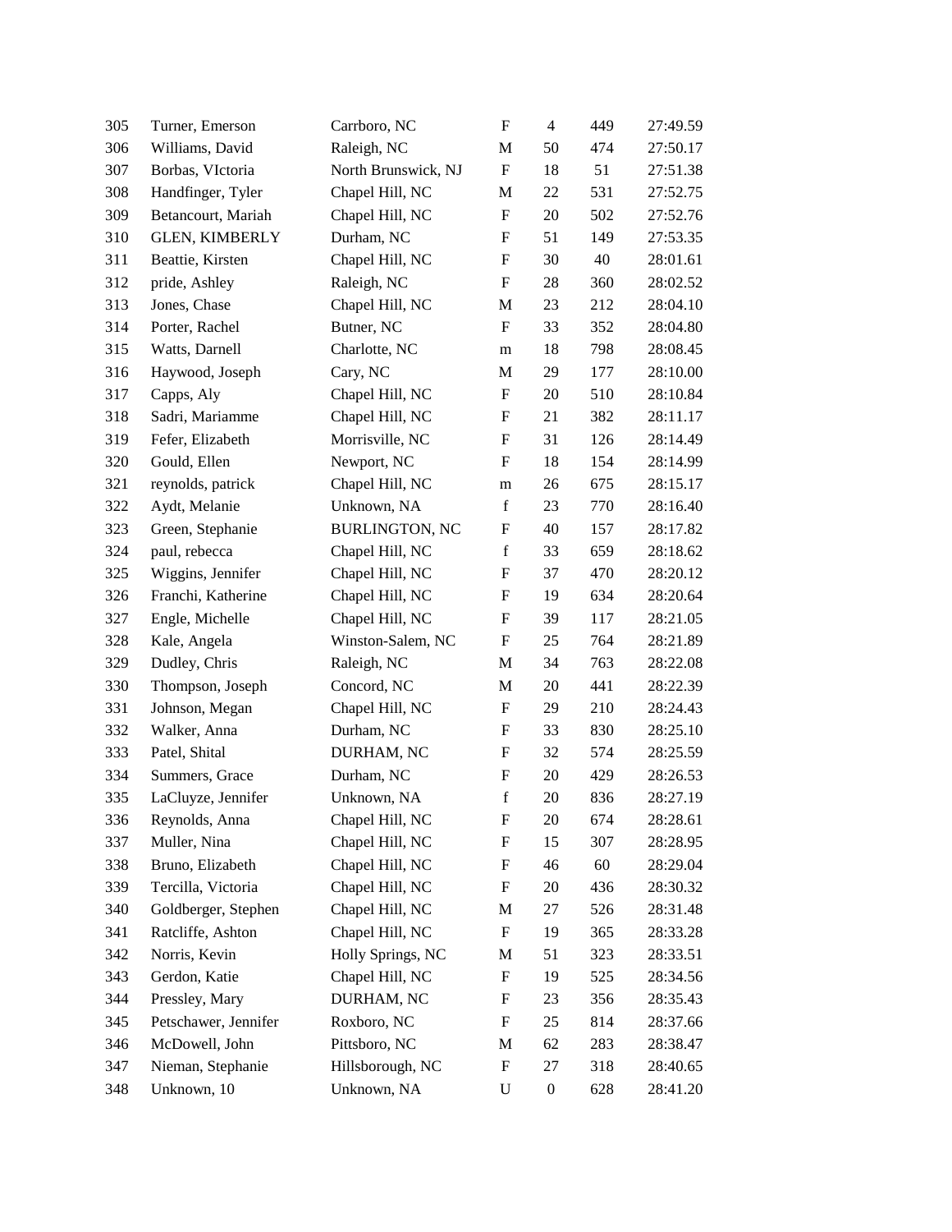| | | | | | | |
|---|---|---|---|---|---|---|
| 305 | Turner, Emerson | Carrboro, NC | F | 4 | 449 | 27:49.59 |
| 306 | Williams, David | Raleigh, NC | M | 50 | 474 | 27:50.17 |
| 307 | Borbas, VIctoria | North Brunswick, NJ | F | 18 | 51 | 27:51.38 |
| 308 | Handfinger, Tyler | Chapel Hill, NC | M | 22 | 531 | 27:52.75 |
| 309 | Betancourt, Mariah | Chapel Hill, NC | F | 20 | 502 | 27:52.76 |
| 310 | GLEN, KIMBERLY | Durham, NC | F | 51 | 149 | 27:53.35 |
| 311 | Beattie, Kirsten | Chapel Hill, NC | F | 30 | 40 | 28:01.61 |
| 312 | pride, Ashley | Raleigh, NC | F | 28 | 360 | 28:02.52 |
| 313 | Jones, Chase | Chapel Hill, NC | M | 23 | 212 | 28:04.10 |
| 314 | Porter, Rachel | Butner, NC | F | 33 | 352 | 28:04.80 |
| 315 | Watts, Darnell | Charlotte, NC | m | 18 | 798 | 28:08.45 |
| 316 | Haywood, Joseph | Cary, NC | M | 29 | 177 | 28:10.00 |
| 317 | Capps, Aly | Chapel Hill, NC | F | 20 | 510 | 28:10.84 |
| 318 | Sadri, Mariamme | Chapel Hill, NC | F | 21 | 382 | 28:11.17 |
| 319 | Fefer, Elizabeth | Morrisville, NC | F | 31 | 126 | 28:14.49 |
| 320 | Gould, Ellen | Newport, NC | F | 18 | 154 | 28:14.99 |
| 321 | reynolds, patrick | Chapel Hill, NC | m | 26 | 675 | 28:15.17 |
| 322 | Aydt, Melanie | Unknown, NA | f | 23 | 770 | 28:16.40 |
| 323 | Green, Stephanie | BURLINGTON, NC | F | 40 | 157 | 28:17.82 |
| 324 | paul, rebecca | Chapel Hill, NC | f | 33 | 659 | 28:18.62 |
| 325 | Wiggins, Jennifer | Chapel Hill, NC | F | 37 | 470 | 28:20.12 |
| 326 | Franchi, Katherine | Chapel Hill, NC | F | 19 | 634 | 28:20.64 |
| 327 | Engle, Michelle | Chapel Hill, NC | F | 39 | 117 | 28:21.05 |
| 328 | Kale, Angela | Winston-Salem, NC | F | 25 | 764 | 28:21.89 |
| 329 | Dudley, Chris | Raleigh, NC | M | 34 | 763 | 28:22.08 |
| 330 | Thompson, Joseph | Concord, NC | M | 20 | 441 | 28:22.39 |
| 331 | Johnson, Megan | Chapel Hill, NC | F | 29 | 210 | 28:24.43 |
| 332 | Walker, Anna | Durham, NC | F | 33 | 830 | 28:25.10 |
| 333 | Patel, Shital | DURHAM, NC | F | 32 | 574 | 28:25.59 |
| 334 | Summers, Grace | Durham, NC | F | 20 | 429 | 28:26.53 |
| 335 | LaCluyze, Jennifer | Unknown, NA | f | 20 | 836 | 28:27.19 |
| 336 | Reynolds, Anna | Chapel Hill, NC | F | 20 | 674 | 28:28.61 |
| 337 | Muller, Nina | Chapel Hill, NC | F | 15 | 307 | 28:28.95 |
| 338 | Bruno, Elizabeth | Chapel Hill, NC | F | 46 | 60 | 28:29.04 |
| 339 | Tercilla, Victoria | Chapel Hill, NC | F | 20 | 436 | 28:30.32 |
| 340 | Goldberger, Stephen | Chapel Hill, NC | M | 27 | 526 | 28:31.48 |
| 341 | Ratcliffe, Ashton | Chapel Hill, NC | F | 19 | 365 | 28:33.28 |
| 342 | Norris, Kevin | Holly Springs, NC | M | 51 | 323 | 28:33.51 |
| 343 | Gerdon, Katie | Chapel Hill, NC | F | 19 | 525 | 28:34.56 |
| 344 | Pressley, Mary | DURHAM, NC | F | 23 | 356 | 28:35.43 |
| 345 | Petschawer, Jennifer | Roxboro, NC | F | 25 | 814 | 28:37.66 |
| 346 | McDowell, John | Pittsboro, NC | M | 62 | 283 | 28:38.47 |
| 347 | Nieman, Stephanie | Hillsborough, NC | F | 27 | 318 | 28:40.65 |
| 348 | Unknown, 10 | Unknown, NA | U | 0 | 628 | 28:41.20 |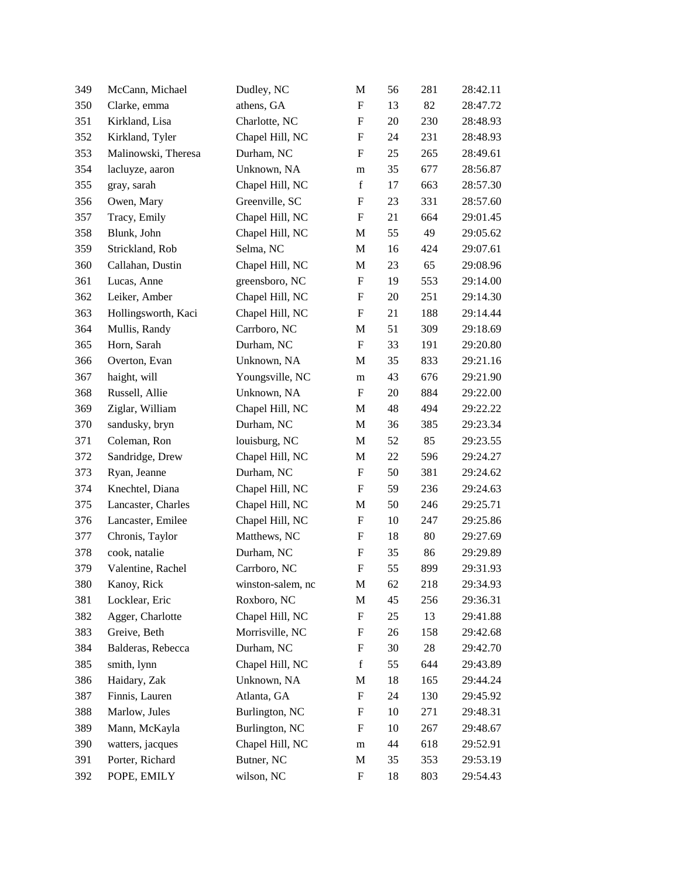| | | | | | | |
|---|---|---|---|---|---|---|
| 349 | McCann, Michael | Dudley, NC | M | 56 | 281 | 28:42.11 |
| 350 | Clarke, emma | athens, GA | F | 13 | 82 | 28:47.72 |
| 351 | Kirkland, Lisa | Charlotte, NC | F | 20 | 230 | 28:48.93 |
| 352 | Kirkland, Tyler | Chapel Hill, NC | F | 24 | 231 | 28:48.93 |
| 353 | Malinowski, Theresa | Durham, NC | F | 25 | 265 | 28:49.61 |
| 354 | lacluyze, aaron | Unknown, NA | m | 35 | 677 | 28:56.87 |
| 355 | gray, sarah | Chapel Hill, NC | f | 17 | 663 | 28:57.30 |
| 356 | Owen, Mary | Greenville, SC | F | 23 | 331 | 28:57.60 |
| 357 | Tracy, Emily | Chapel Hill, NC | F | 21 | 664 | 29:01.45 |
| 358 | Blunk, John | Chapel Hill, NC | M | 55 | 49 | 29:05.62 |
| 359 | Strickland, Rob | Selma, NC | M | 16 | 424 | 29:07.61 |
| 360 | Callahan, Dustin | Chapel Hill, NC | M | 23 | 65 | 29:08.96 |
| 361 | Lucas, Anne | greensboro, NC | F | 19 | 553 | 29:14.00 |
| 362 | Leiker, Amber | Chapel Hill, NC | F | 20 | 251 | 29:14.30 |
| 363 | Hollingsworth, Kaci | Chapel Hill, NC | F | 21 | 188 | 29:14.44 |
| 364 | Mullis, Randy | Carrboro, NC | M | 51 | 309 | 29:18.69 |
| 365 | Horn, Sarah | Durham, NC | F | 33 | 191 | 29:20.80 |
| 366 | Overton, Evan | Unknown, NA | M | 35 | 833 | 29:21.16 |
| 367 | haight, will | Youngsville, NC | m | 43 | 676 | 29:21.90 |
| 368 | Russell, Allie | Unknown, NA | F | 20 | 884 | 29:22.00 |
| 369 | Ziglar, William | Chapel Hill, NC | M | 48 | 494 | 29:22.22 |
| 370 | sandusky, bryn | Durham, NC | M | 36 | 385 | 29:23.34 |
| 371 | Coleman, Ron | louisburg, NC | M | 52 | 85 | 29:23.55 |
| 372 | Sandridge, Drew | Chapel Hill, NC | M | 22 | 596 | 29:24.27 |
| 373 | Ryan, Jeanne | Durham, NC | F | 50 | 381 | 29:24.62 |
| 374 | Knechtel, Diana | Chapel Hill, NC | F | 59 | 236 | 29:24.63 |
| 375 | Lancaster, Charles | Chapel Hill, NC | M | 50 | 246 | 29:25.71 |
| 376 | Lancaster, Emilee | Chapel Hill, NC | F | 10 | 247 | 29:25.86 |
| 377 | Chronis, Taylor | Matthews, NC | F | 18 | 80 | 29:27.69 |
| 378 | cook, natalie | Durham, NC | F | 35 | 86 | 29:29.89 |
| 379 | Valentine, Rachel | Carrboro, NC | F | 55 | 899 | 29:31.93 |
| 380 | Kanoy, Rick | winston-salem, nc | M | 62 | 218 | 29:34.93 |
| 381 | Locklear, Eric | Roxboro, NC | M | 45 | 256 | 29:36.31 |
| 382 | Agger, Charlotte | Chapel Hill, NC | F | 25 | 13 | 29:41.88 |
| 383 | Greive, Beth | Morrisville, NC | F | 26 | 158 | 29:42.68 |
| 384 | Balderas, Rebecca | Durham, NC | F | 30 | 28 | 29:42.70 |
| 385 | smith, lynn | Chapel Hill, NC | f | 55 | 644 | 29:43.89 |
| 386 | Haidary, Zak | Unknown, NA | M | 18 | 165 | 29:44.24 |
| 387 | Finnis, Lauren | Atlanta, GA | F | 24 | 130 | 29:45.92 |
| 388 | Marlow, Jules | Burlington, NC | F | 10 | 271 | 29:48.31 |
| 389 | Mann, McKayla | Burlington, NC | F | 10 | 267 | 29:48.67 |
| 390 | watters, jacques | Chapel Hill, NC | m | 44 | 618 | 29:52.91 |
| 391 | Porter, Richard | Butner, NC | M | 35 | 353 | 29:53.19 |
| 392 | POPE, EMILY | wilson, NC | F | 18 | 803 | 29:54.43 |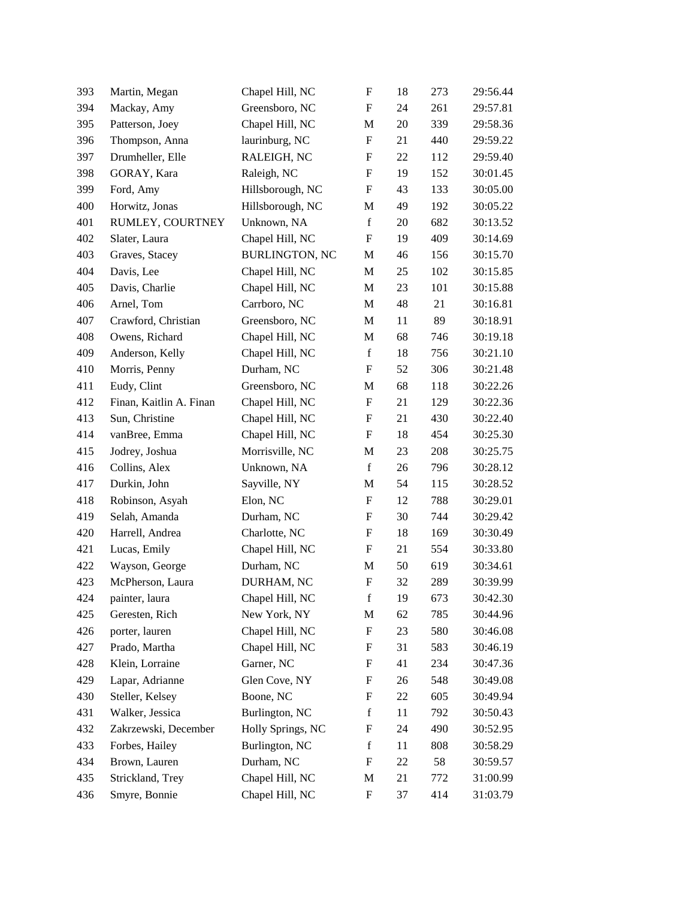| | | | | | | |
|---|---|---|---|---|---|---|
| 393 | Martin, Megan | Chapel Hill, NC | F | 18 | 273 | 29:56.44 |
| 394 | Mackay, Amy | Greensboro, NC | F | 24 | 261 | 29:57.81 |
| 395 | Patterson, Joey | Chapel Hill, NC | M | 20 | 339 | 29:58.36 |
| 396 | Thompson, Anna | laurinburg, NC | F | 21 | 440 | 29:59.22 |
| 397 | Drumheller, Elle | RALEIGH, NC | F | 22 | 112 | 29:59.40 |
| 398 | GORAY, Kara | Raleigh, NC | F | 19 | 152 | 30:01.45 |
| 399 | Ford, Amy | Hillsborough, NC | F | 43 | 133 | 30:05.00 |
| 400 | Horwitz, Jonas | Hillsborough, NC | M | 49 | 192 | 30:05.22 |
| 401 | RUMLEY, COURTNEY | Unknown, NA | f | 20 | 682 | 30:13.52 |
| 402 | Slater, Laura | Chapel Hill, NC | F | 19 | 409 | 30:14.69 |
| 403 | Graves, Stacey | BURLINGTON, NC | M | 46 | 156 | 30:15.70 |
| 404 | Davis, Lee | Chapel Hill, NC | M | 25 | 102 | 30:15.85 |
| 405 | Davis, Charlie | Chapel Hill, NC | M | 23 | 101 | 30:15.88 |
| 406 | Arnel, Tom | Carrboro, NC | M | 48 | 21 | 30:16.81 |
| 407 | Crawford, Christian | Greensboro, NC | M | 11 | 89 | 30:18.91 |
| 408 | Owens, Richard | Chapel Hill, NC | M | 68 | 746 | 30:19.18 |
| 409 | Anderson, Kelly | Chapel Hill, NC | f | 18 | 756 | 30:21.10 |
| 410 | Morris, Penny | Durham, NC | F | 52 | 306 | 30:21.48 |
| 411 | Eudy, Clint | Greensboro, NC | M | 68 | 118 | 30:22.26 |
| 412 | Finan, Kaitlin A. Finan | Chapel Hill, NC | F | 21 | 129 | 30:22.36 |
| 413 | Sun, Christine | Chapel Hill, NC | F | 21 | 430 | 30:22.40 |
| 414 | vanBree, Emma | Chapel Hill, NC | F | 18 | 454 | 30:25.30 |
| 415 | Jodrey, Joshua | Morrisville, NC | M | 23 | 208 | 30:25.75 |
| 416 | Collins, Alex | Unknown, NA | f | 26 | 796 | 30:28.12 |
| 417 | Durkin, John | Sayville, NY | M | 54 | 115 | 30:28.52 |
| 418 | Robinson, Asyah | Elon, NC | F | 12 | 788 | 30:29.01 |
| 419 | Selah, Amanda | Durham, NC | F | 30 | 744 | 30:29.42 |
| 420 | Harrell, Andrea | Charlotte, NC | F | 18 | 169 | 30:30.49 |
| 421 | Lucas, Emily | Chapel Hill, NC | F | 21 | 554 | 30:33.80 |
| 422 | Wayson, George | Durham, NC | M | 50 | 619 | 30:34.61 |
| 423 | McPherson, Laura | DURHAM, NC | F | 32 | 289 | 30:39.99 |
| 424 | painter, laura | Chapel Hill, NC | f | 19 | 673 | 30:42.30 |
| 425 | Geresten, Rich | New York, NY | M | 62 | 785 | 30:44.96 |
| 426 | porter, lauren | Chapel Hill, NC | F | 23 | 580 | 30:46.08 |
| 427 | Prado, Martha | Chapel Hill, NC | F | 31 | 583 | 30:46.19 |
| 428 | Klein, Lorraine | Garner, NC | F | 41 | 234 | 30:47.36 |
| 429 | Lapar, Adrianne | Glen Cove, NY | F | 26 | 548 | 30:49.08 |
| 430 | Steller, Kelsey | Boone, NC | F | 22 | 605 | 30:49.94 |
| 431 | Walker, Jessica | Burlington, NC | f | 11 | 792 | 30:50.43 |
| 432 | Zakrzewski, December | Holly Springs, NC | F | 24 | 490 | 30:52.95 |
| 433 | Forbes, Hailey | Burlington, NC | f | 11 | 808 | 30:58.29 |
| 434 | Brown, Lauren | Durham, NC | F | 22 | 58 | 30:59.57 |
| 435 | Strickland, Trey | Chapel Hill, NC | M | 21 | 772 | 31:00.99 |
| 436 | Smyre, Bonnie | Chapel Hill, NC | F | 37 | 414 | 31:03.79 |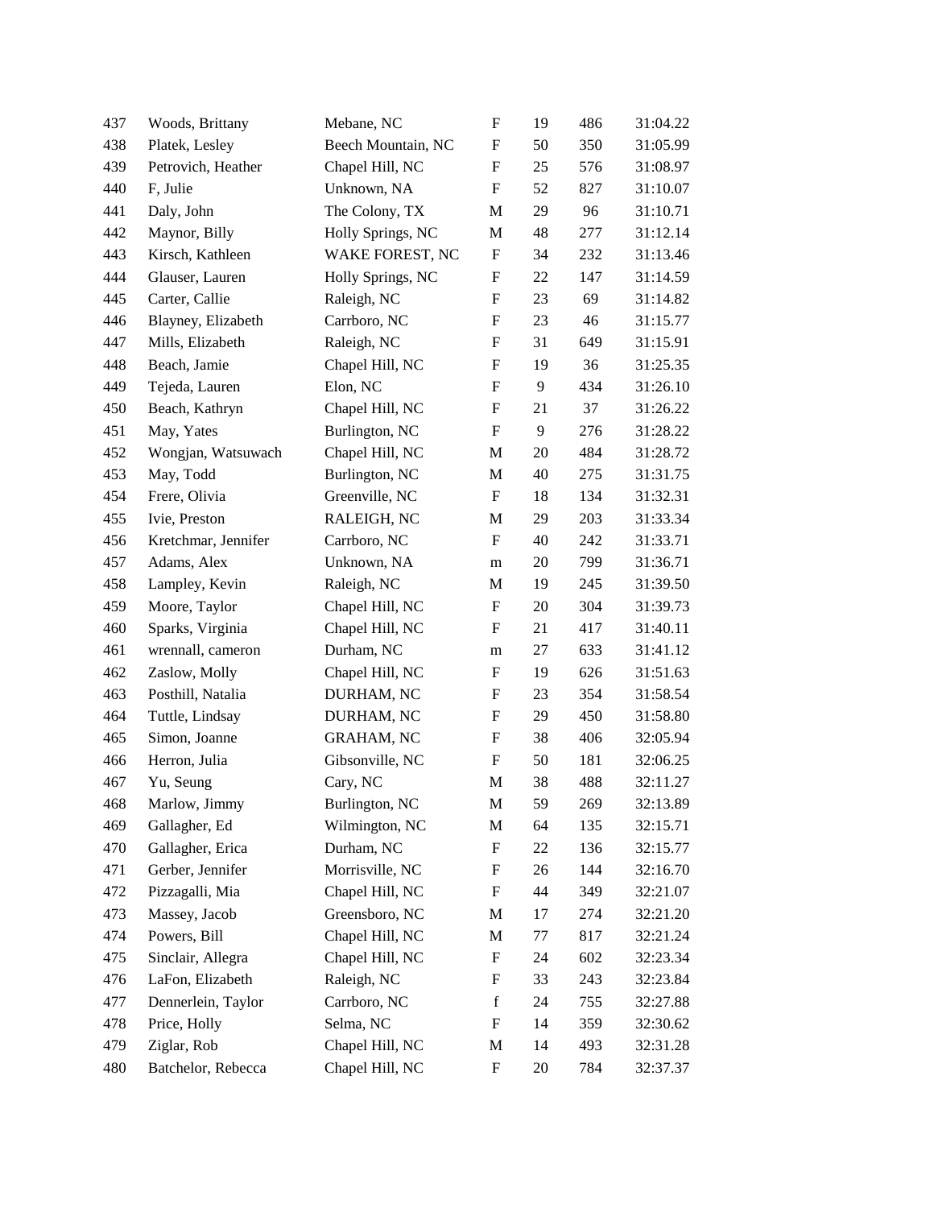| | | | | | | |
|---|---|---|---|---|---|---|
| 437 | Woods, Brittany | Mebane, NC | F | 19 | 486 | 31:04.22 |
| 438 | Platek, Lesley | Beech Mountain, NC | F | 50 | 350 | 31:05.99 |
| 439 | Petrovich, Heather | Chapel Hill, NC | F | 25 | 576 | 31:08.97 |
| 440 | F, Julie | Unknown, NA | F | 52 | 827 | 31:10.07 |
| 441 | Daly, John | The Colony, TX | M | 29 | 96 | 31:10.71 |
| 442 | Maynor, Billy | Holly Springs, NC | M | 48 | 277 | 31:12.14 |
| 443 | Kirsch, Kathleen | WAKE FOREST, NC | F | 34 | 232 | 31:13.46 |
| 444 | Glauser, Lauren | Holly Springs, NC | F | 22 | 147 | 31:14.59 |
| 445 | Carter, Callie | Raleigh, NC | F | 23 | 69 | 31:14.82 |
| 446 | Blayney, Elizabeth | Carrboro, NC | F | 23 | 46 | 31:15.77 |
| 447 | Mills, Elizabeth | Raleigh, NC | F | 31 | 649 | 31:15.91 |
| 448 | Beach, Jamie | Chapel Hill, NC | F | 19 | 36 | 31:25.35 |
| 449 | Tejeda, Lauren | Elon, NC | F | 9 | 434 | 31:26.10 |
| 450 | Beach, Kathryn | Chapel Hill, NC | F | 21 | 37 | 31:26.22 |
| 451 | May, Yates | Burlington, NC | F | 9 | 276 | 31:28.22 |
| 452 | Wongjan, Watsuwach | Chapel Hill, NC | M | 20 | 484 | 31:28.72 |
| 453 | May, Todd | Burlington, NC | M | 40 | 275 | 31:31.75 |
| 454 | Frere, Olivia | Greenville, NC | F | 18 | 134 | 31:32.31 |
| 455 | Ivie, Preston | RALEIGH, NC | M | 29 | 203 | 31:33.34 |
| 456 | Kretchmar, Jennifer | Carrboro, NC | F | 40 | 242 | 31:33.71 |
| 457 | Adams, Alex | Unknown, NA | m | 20 | 799 | 31:36.71 |
| 458 | Lampley, Kevin | Raleigh, NC | M | 19 | 245 | 31:39.50 |
| 459 | Moore, Taylor | Chapel Hill, NC | F | 20 | 304 | 31:39.73 |
| 460 | Sparks, Virginia | Chapel Hill, NC | F | 21 | 417 | 31:40.11 |
| 461 | wrennall, cameron | Durham, NC | m | 27 | 633 | 31:41.12 |
| 462 | Zaslow, Molly | Chapel Hill, NC | F | 19 | 626 | 31:51.63 |
| 463 | Posthill, Natalia | DURHAM, NC | F | 23 | 354 | 31:58.54 |
| 464 | Tuttle, Lindsay | DURHAM, NC | F | 29 | 450 | 31:58.80 |
| 465 | Simon, Joanne | GRAHAM, NC | F | 38 | 406 | 32:05.94 |
| 466 | Herron, Julia | Gibsonville, NC | F | 50 | 181 | 32:06.25 |
| 467 | Yu, Seung | Cary, NC | M | 38 | 488 | 32:11.27 |
| 468 | Marlow, Jimmy | Burlington, NC | M | 59 | 269 | 32:13.89 |
| 469 | Gallagher, Ed | Wilmington, NC | M | 64 | 135 | 32:15.71 |
| 470 | Gallagher, Erica | Durham, NC | F | 22 | 136 | 32:15.77 |
| 471 | Gerber, Jennifer | Morrisville, NC | F | 26 | 144 | 32:16.70 |
| 472 | Pizzagalli, Mia | Chapel Hill, NC | F | 44 | 349 | 32:21.07 |
| 473 | Massey, Jacob | Greensboro, NC | M | 17 | 274 | 32:21.20 |
| 474 | Powers, Bill | Chapel Hill, NC | M | 77 | 817 | 32:21.24 |
| 475 | Sinclair, Allegra | Chapel Hill, NC | F | 24 | 602 | 32:23.34 |
| 476 | LaFon, Elizabeth | Raleigh, NC | F | 33 | 243 | 32:23.84 |
| 477 | Dennerlein, Taylor | Carrboro, NC | f | 24 | 755 | 32:27.88 |
| 478 | Price, Holly | Selma, NC | F | 14 | 359 | 32:30.62 |
| 479 | Ziglar, Rob | Chapel Hill, NC | M | 14 | 493 | 32:31.28 |
| 480 | Batchelor, Rebecca | Chapel Hill, NC | F | 20 | 784 | 32:37.37 |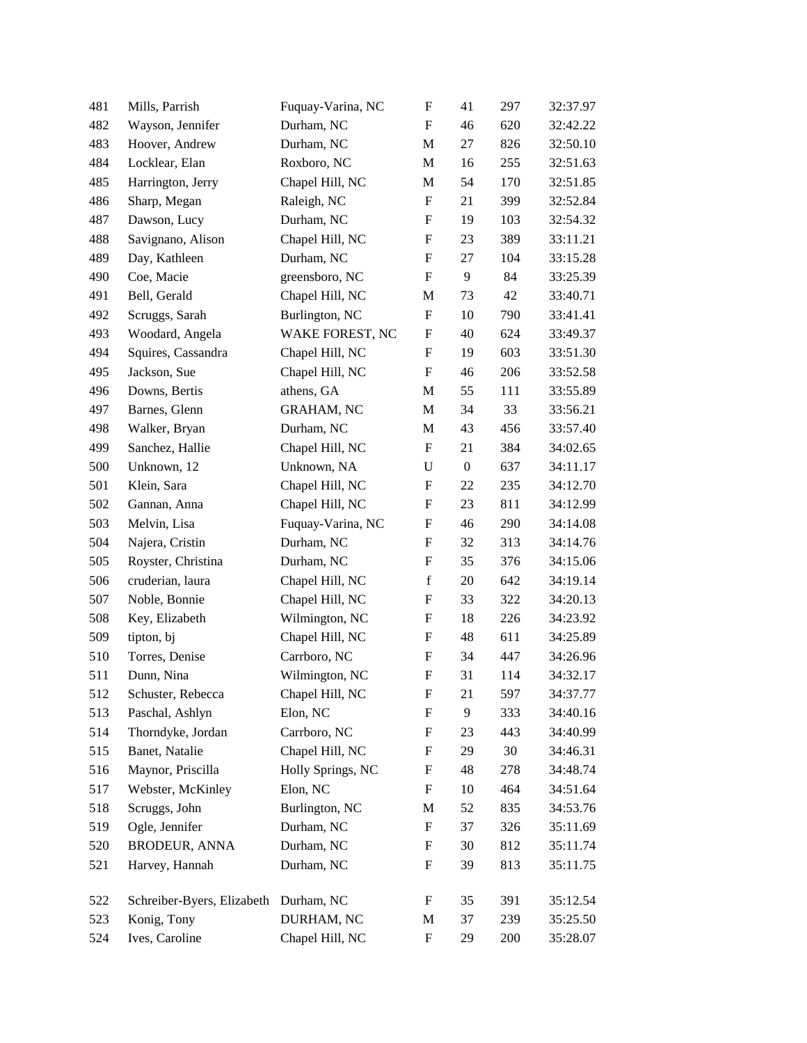| | | | | | | |
|---|---|---|---|---|---|---|
| 481 | Mills, Parrish | Fuquay-Varina, NC | F | 41 | 297 | 32:37.97 |
| 482 | Wayson, Jennifer | Durham, NC | F | 46 | 620 | 32:42.22 |
| 483 | Hoover, Andrew | Durham, NC | M | 27 | 826 | 32:50.10 |
| 484 | Locklear, Elan | Roxboro, NC | M | 16 | 255 | 32:51.63 |
| 485 | Harrington, Jerry | Chapel Hill, NC | M | 54 | 170 | 32:51.85 |
| 486 | Sharp, Megan | Raleigh, NC | F | 21 | 399 | 32:52.84 |
| 487 | Dawson, Lucy | Durham, NC | F | 19 | 103 | 32:54.32 |
| 488 | Savignano, Alison | Chapel Hill, NC | F | 23 | 389 | 33:11.21 |
| 489 | Day, Kathleen | Durham, NC | F | 27 | 104 | 33:15.28 |
| 490 | Coe, Macie | greensboro, NC | F | 9 | 84 | 33:25.39 |
| 491 | Bell, Gerald | Chapel Hill, NC | M | 73 | 42 | 33:40.71 |
| 492 | Scruggs, Sarah | Burlington, NC | F | 10 | 790 | 33:41.41 |
| 493 | Woodard, Angela | WAKE FOREST, NC | F | 40 | 624 | 33:49.37 |
| 494 | Squires, Cassandra | Chapel Hill, NC | F | 19 | 603 | 33:51.30 |
| 495 | Jackson, Sue | Chapel Hill, NC | F | 46 | 206 | 33:52.58 |
| 496 | Downs, Bertis | athens, GA | M | 55 | 111 | 33:55.89 |
| 497 | Barnes, Glenn | GRAHAM, NC | M | 34 | 33 | 33:56.21 |
| 498 | Walker, Bryan | Durham, NC | M | 43 | 456 | 33:57.40 |
| 499 | Sanchez, Hallie | Chapel Hill, NC | F | 21 | 384 | 34:02.65 |
| 500 | Unknown, 12 | Unknown, NA | U | 0 | 637 | 34:11.17 |
| 501 | Klein, Sara | Chapel Hill, NC | F | 22 | 235 | 34:12.70 |
| 502 | Gannan, Anna | Chapel Hill, NC | F | 23 | 811 | 34:12.99 |
| 503 | Melvin, Lisa | Fuquay-Varina, NC | F | 46 | 290 | 34:14.08 |
| 504 | Najera, Cristin | Durham, NC | F | 32 | 313 | 34:14.76 |
| 505 | Royster, Christina | Durham, NC | F | 35 | 376 | 34:15.06 |
| 506 | cruderian, laura | Chapel Hill, NC | f | 20 | 642 | 34:19.14 |
| 507 | Noble, Bonnie | Chapel Hill, NC | F | 33 | 322 | 34:20.13 |
| 508 | Key, Elizabeth | Wilmington, NC | F | 18 | 226 | 34:23.92 |
| 509 | tipton, bj | Chapel Hill, NC | F | 48 | 611 | 34:25.89 |
| 510 | Torres, Denise | Carrboro, NC | F | 34 | 447 | 34:26.96 |
| 511 | Dunn, Nina | Wilmington, NC | F | 31 | 114 | 34:32.17 |
| 512 | Schuster, Rebecca | Chapel Hill, NC | F | 21 | 597 | 34:37.77 |
| 513 | Paschal, Ashlyn | Elon, NC | F | 9 | 333 | 34:40.16 |
| 514 | Thorndyke, Jordan | Carrboro, NC | F | 23 | 443 | 34:40.99 |
| 515 | Banet, Natalie | Chapel Hill, NC | F | 29 | 30 | 34:46.31 |
| 516 | Maynor, Priscilla | Holly Springs, NC | F | 48 | 278 | 34:48.74 |
| 517 | Webster, McKinley | Elon, NC | F | 10 | 464 | 34:51.64 |
| 518 | Scruggs, John | Burlington, NC | M | 52 | 835 | 34:53.76 |
| 519 | Ogle, Jennifer | Durham, NC | F | 37 | 326 | 35:11.69 |
| 520 | BRODEUR, ANNA | Durham, NC | F | 30 | 812 | 35:11.74 |
| 521 | Harvey, Hannah | Durham, NC | F | 39 | 813 | 35:11.75 |
| 522 | Schreiber-Byers, Elizabeth | Durham, NC | F | 35 | 391 | 35:12.54 |
| 523 | Konig, Tony | DURHAM, NC | M | 37 | 239 | 35:25.50 |
| 524 | Ives, Caroline | Chapel Hill, NC | F | 29 | 200 | 35:28.07 |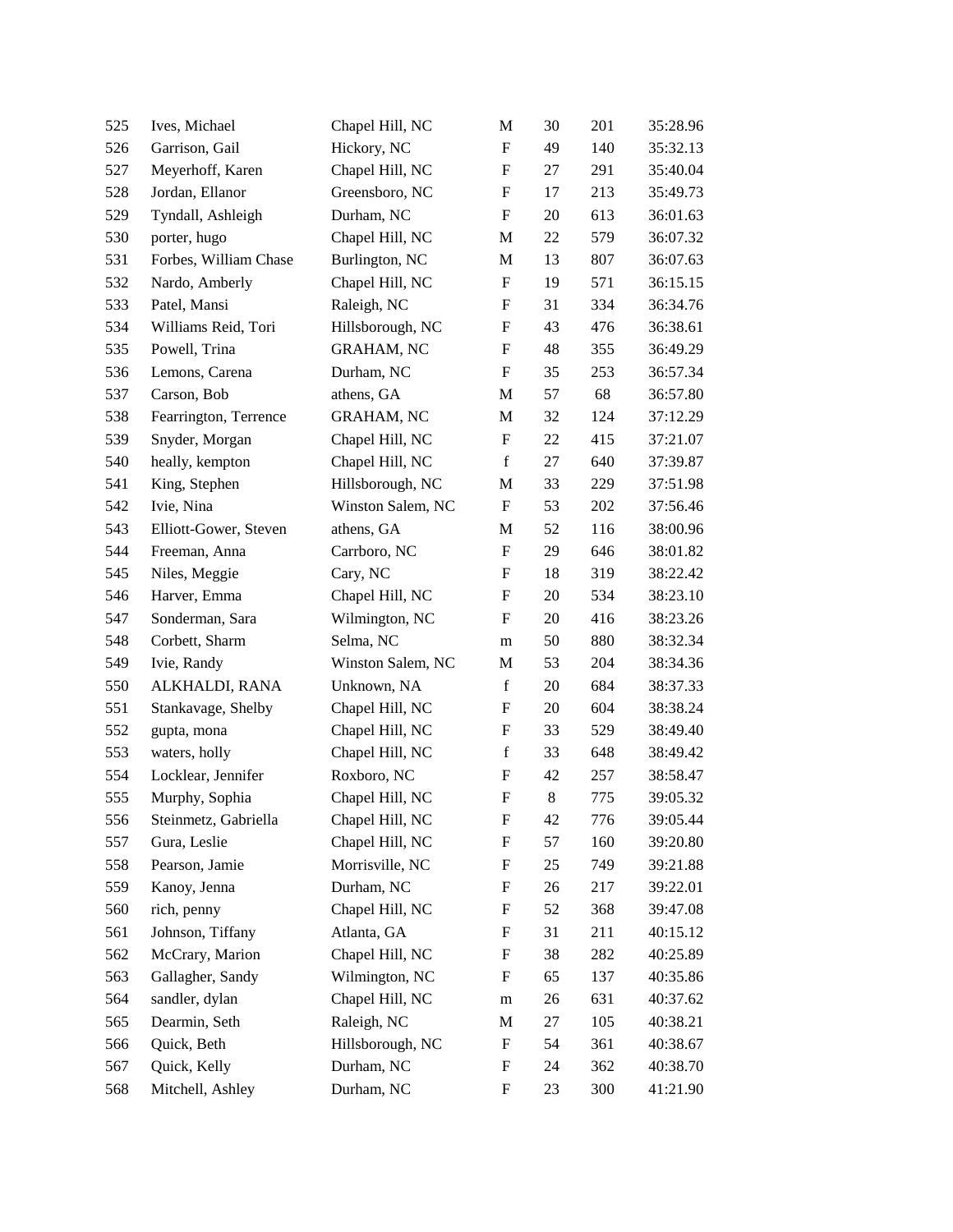| | | | | | | |
|---|---|---|---|---|---|---|
| 525 | Ives, Michael | Chapel Hill, NC | M | 30 | 201 | 35:28.96 |
| 526 | Garrison, Gail | Hickory, NC | F | 49 | 140 | 35:32.13 |
| 527 | Meyerhoff, Karen | Chapel Hill, NC | F | 27 | 291 | 35:40.04 |
| 528 | Jordan, Ellanor | Greensboro, NC | F | 17 | 213 | 35:49.73 |
| 529 | Tyndall, Ashleigh | Durham, NC | F | 20 | 613 | 36:01.63 |
| 530 | porter, hugo | Chapel Hill, NC | M | 22 | 579 | 36:07.32 |
| 531 | Forbes, William Chase | Burlington, NC | M | 13 | 807 | 36:07.63 |
| 532 | Nardo, Amberly | Chapel Hill, NC | F | 19 | 571 | 36:15.15 |
| 533 | Patel, Mansi | Raleigh, NC | F | 31 | 334 | 36:34.76 |
| 534 | Williams Reid, Tori | Hillsborough, NC | F | 43 | 476 | 36:38.61 |
| 535 | Powell, Trina | GRAHAM, NC | F | 48 | 355 | 36:49.29 |
| 536 | Lemons, Carena | Durham, NC | F | 35 | 253 | 36:57.34 |
| 537 | Carson, Bob | athens, GA | M | 57 | 68 | 36:57.80 |
| 538 | Fearrington, Terrence | GRAHAM, NC | M | 32 | 124 | 37:12.29 |
| 539 | Snyder, Morgan | Chapel Hill, NC | F | 22 | 415 | 37:21.07 |
| 540 | heally, kempton | Chapel Hill, NC | f | 27 | 640 | 37:39.87 |
| 541 | King, Stephen | Hillsborough, NC | M | 33 | 229 | 37:51.98 |
| 542 | Ivie, Nina | Winston Salem, NC | F | 53 | 202 | 37:56.46 |
| 543 | Elliott-Gower, Steven | athens, GA | M | 52 | 116 | 38:00.96 |
| 544 | Freeman, Anna | Carrboro, NC | F | 29 | 646 | 38:01.82 |
| 545 | Niles, Meggie | Cary, NC | F | 18 | 319 | 38:22.42 |
| 546 | Harver, Emma | Chapel Hill, NC | F | 20 | 534 | 38:23.10 |
| 547 | Sonderman, Sara | Wilmington, NC | F | 20 | 416 | 38:23.26 |
| 548 | Corbett, Sharm | Selma, NC | m | 50 | 880 | 38:32.34 |
| 549 | Ivie, Randy | Winston Salem, NC | M | 53 | 204 | 38:34.36 |
| 550 | ALKHALDI, RANA | Unknown, NA | f | 20 | 684 | 38:37.33 |
| 551 | Stankavage, Shelby | Chapel Hill, NC | F | 20 | 604 | 38:38.24 |
| 552 | gupta, mona | Chapel Hill, NC | F | 33 | 529 | 38:49.40 |
| 553 | waters, holly | Chapel Hill, NC | f | 33 | 648 | 38:49.42 |
| 554 | Locklear, Jennifer | Roxboro, NC | F | 42 | 257 | 38:58.47 |
| 555 | Murphy, Sophia | Chapel Hill, NC | F | 8 | 775 | 39:05.32 |
| 556 | Steinmetz, Gabriella | Chapel Hill, NC | F | 42 | 776 | 39:05.44 |
| 557 | Gura, Leslie | Chapel Hill, NC | F | 57 | 160 | 39:20.80 |
| 558 | Pearson, Jamie | Morrisville, NC | F | 25 | 749 | 39:21.88 |
| 559 | Kanoy, Jenna | Durham, NC | F | 26 | 217 | 39:22.01 |
| 560 | rich, penny | Chapel Hill, NC | F | 52 | 368 | 39:47.08 |
| 561 | Johnson, Tiffany | Atlanta, GA | F | 31 | 211 | 40:15.12 |
| 562 | McCrary, Marion | Chapel Hill, NC | F | 38 | 282 | 40:25.89 |
| 563 | Gallagher, Sandy | Wilmington, NC | F | 65 | 137 | 40:35.86 |
| 564 | sandler, dylan | Chapel Hill, NC | m | 26 | 631 | 40:37.62 |
| 565 | Dearmin, Seth | Raleigh, NC | M | 27 | 105 | 40:38.21 |
| 566 | Quick, Beth | Hillsborough, NC | F | 54 | 361 | 40:38.67 |
| 567 | Quick, Kelly | Durham, NC | F | 24 | 362 | 40:38.70 |
| 568 | Mitchell, Ashley | Durham, NC | F | 23 | 300 | 41:21.90 |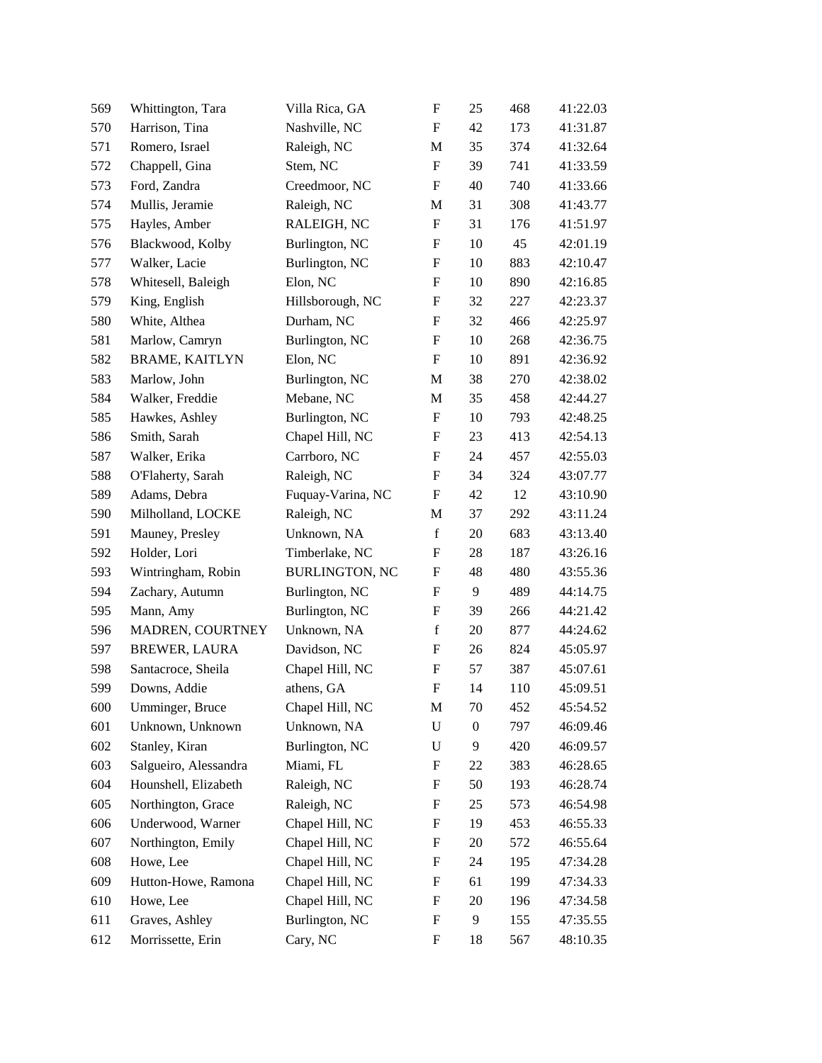| | | | | | | |
|---|---|---|---|---|---|---|
| 569 | Whittington, Tara | Villa Rica, GA | F | 25 | 468 | 41:22.03 |
| 570 | Harrison, Tina | Nashville, NC | F | 42 | 173 | 41:31.87 |
| 571 | Romero, Israel | Raleigh, NC | M | 35 | 374 | 41:32.64 |
| 572 | Chappell, Gina | Stem, NC | F | 39 | 741 | 41:33.59 |
| 573 | Ford, Zandra | Creedmoor, NC | F | 40 | 740 | 41:33.66 |
| 574 | Mullis, Jeramie | Raleigh, NC | M | 31 | 308 | 41:43.77 |
| 575 | Hayles, Amber | RALEIGH, NC | F | 31 | 176 | 41:51.97 |
| 576 | Blackwood, Kolby | Burlington, NC | F | 10 | 45 | 42:01.19 |
| 577 | Walker, Lacie | Burlington, NC | F | 10 | 883 | 42:10.47 |
| 578 | Whitesell, Baleigh | Elon, NC | F | 10 | 890 | 42:16.85 |
| 579 | King, English | Hillsborough, NC | F | 32 | 227 | 42:23.37 |
| 580 | White, Althea | Durham, NC | F | 32 | 466 | 42:25.97 |
| 581 | Marlow, Camryn | Burlington, NC | F | 10 | 268 | 42:36.75 |
| 582 | BRAME, KAITLYN | Elon, NC | F | 10 | 891 | 42:36.92 |
| 583 | Marlow, John | Burlington, NC | M | 38 | 270 | 42:38.02 |
| 584 | Walker, Freddie | Mebane, NC | M | 35 | 458 | 42:44.27 |
| 585 | Hawkes, Ashley | Burlington, NC | F | 10 | 793 | 42:48.25 |
| 586 | Smith, Sarah | Chapel Hill, NC | F | 23 | 413 | 42:54.13 |
| 587 | Walker, Erika | Carrboro, NC | F | 24 | 457 | 42:55.03 |
| 588 | O'Flaherty, Sarah | Raleigh, NC | F | 34 | 324 | 43:07.77 |
| 589 | Adams, Debra | Fuquay-Varina, NC | F | 42 | 12 | 43:10.90 |
| 590 | Milholland, LOCKE | Raleigh, NC | M | 37 | 292 | 43:11.24 |
| 591 | Mauney, Presley | Unknown, NA | f | 20 | 683 | 43:13.40 |
| 592 | Holder, Lori | Timberlake, NC | F | 28 | 187 | 43:26.16 |
| 593 | Wintringham, Robin | BURLINGTON, NC | F | 48 | 480 | 43:55.36 |
| 594 | Zachary, Autumn | Burlington, NC | F | 9 | 489 | 44:14.75 |
| 595 | Mann, Amy | Burlington, NC | F | 39 | 266 | 44:21.42 |
| 596 | MADREN, COURTNEY | Unknown, NA | f | 20 | 877 | 44:24.62 |
| 597 | BREWER, LAURA | Davidson, NC | F | 26 | 824 | 45:05.97 |
| 598 | Santacroce, Sheila | Chapel Hill, NC | F | 57 | 387 | 45:07.61 |
| 599 | Downs, Addie | athens, GA | F | 14 | 110 | 45:09.51 |
| 600 | Umminger, Bruce | Chapel Hill, NC | M | 70 | 452 | 45:54.52 |
| 601 | Unknown, Unknown | Unknown, NA | U | 0 | 797 | 46:09.46 |
| 602 | Stanley, Kiran | Burlington, NC | U | 9 | 420 | 46:09.57 |
| 603 | Salgueiro, Alessandra | Miami, FL | F | 22 | 383 | 46:28.65 |
| 604 | Hounshell, Elizabeth | Raleigh, NC | F | 50 | 193 | 46:28.74 |
| 605 | Northington, Grace | Raleigh, NC | F | 25 | 573 | 46:54.98 |
| 606 | Underwood, Warner | Chapel Hill, NC | F | 19 | 453 | 46:55.33 |
| 607 | Northington, Emily | Chapel Hill, NC | F | 20 | 572 | 46:55.64 |
| 608 | Howe, Lee | Chapel Hill, NC | F | 24 | 195 | 47:34.28 |
| 609 | Hutton-Howe, Ramona | Chapel Hill, NC | F | 61 | 199 | 47:34.33 |
| 610 | Howe, Lee | Chapel Hill, NC | F | 20 | 196 | 47:34.58 |
| 611 | Graves, Ashley | Burlington, NC | F | 9 | 155 | 47:35.55 |
| 612 | Morrissette, Erin | Cary, NC | F | 18 | 567 | 48:10.35 |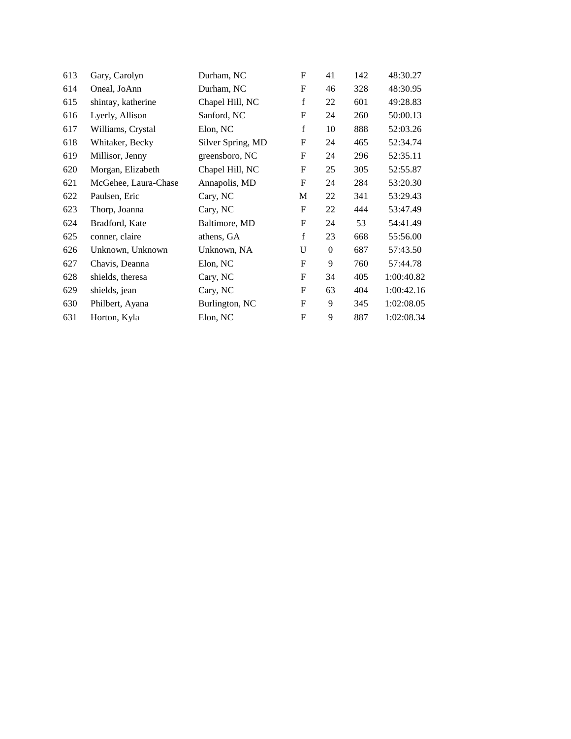| | | | | | | |
|---|---|---|---|---|---|---|
| 613 | Gary, Carolyn | Durham, NC | F | 41 | 142 | 48:30.27 |
| 614 | Oneal, JoAnn | Durham, NC | F | 46 | 328 | 48:30.95 |
| 615 | shintay, katherine | Chapel Hill, NC | f | 22 | 601 | 49:28.83 |
| 616 | Lyerly, Allison | Sanford, NC | F | 24 | 260 | 50:00.13 |
| 617 | Williams, Crystal | Elon, NC | f | 10 | 888 | 52:03.26 |
| 618 | Whitaker, Becky | Silver Spring, MD | F | 24 | 465 | 52:34.74 |
| 619 | Millisor, Jenny | greensboro, NC | F | 24 | 296 | 52:35.11 |
| 620 | Morgan, Elizabeth | Chapel Hill, NC | F | 25 | 305 | 52:55.87 |
| 621 | McGehee, Laura-Chase | Annapolis, MD | F | 24 | 284 | 53:20.30 |
| 622 | Paulsen, Eric | Cary, NC | M | 22 | 341 | 53:29.43 |
| 623 | Thorp, Joanna | Cary, NC | F | 22 | 444 | 53:47.49 |
| 624 | Bradford, Kate | Baltimore, MD | F | 24 | 53 | 54:41.49 |
| 625 | conner, claire | athens, GA | f | 23 | 668 | 55:56.00 |
| 626 | Unknown, Unknown | Unknown, NA | U | 0 | 687 | 57:43.50 |
| 627 | Chavis, Deanna | Elon, NC | F | 9 | 760 | 57:44.78 |
| 628 | shields, theresa | Cary, NC | F | 34 | 405 | 1:00:40.82 |
| 629 | shields, jean | Cary, NC | F | 63 | 404 | 1:00:42.16 |
| 630 | Philbert, Ayana | Burlington, NC | F | 9 | 345 | 1:02:08.05 |
| 631 | Horton, Kyla | Elon, NC | F | 9 | 887 | 1:02:08.34 |